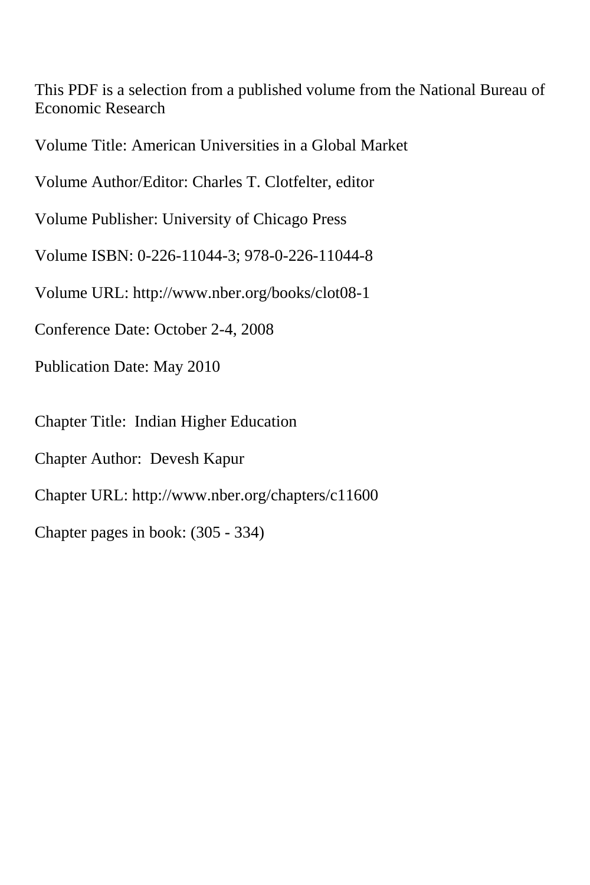This PDF is a selection from a published volume from the National Bureau of Economic Research

Volume Title: American Universities in a Global Market

Volume Author/Editor: Charles T. Clotfelter, editor

Volume Publisher: University of Chicago Press

Volume ISBN: 0-226-11044-3; 978-0-226-11044-8

Volume URL: http://www.nber.org/books/clot08-1

Conference Date: October 2-4, 2008

Publication Date: May 2010

Chapter Title: Indian Higher Education

Chapter Author: Devesh Kapur

Chapter URL: http://www.nber.org/chapters/c11600

Chapter pages in book: (305 - 334)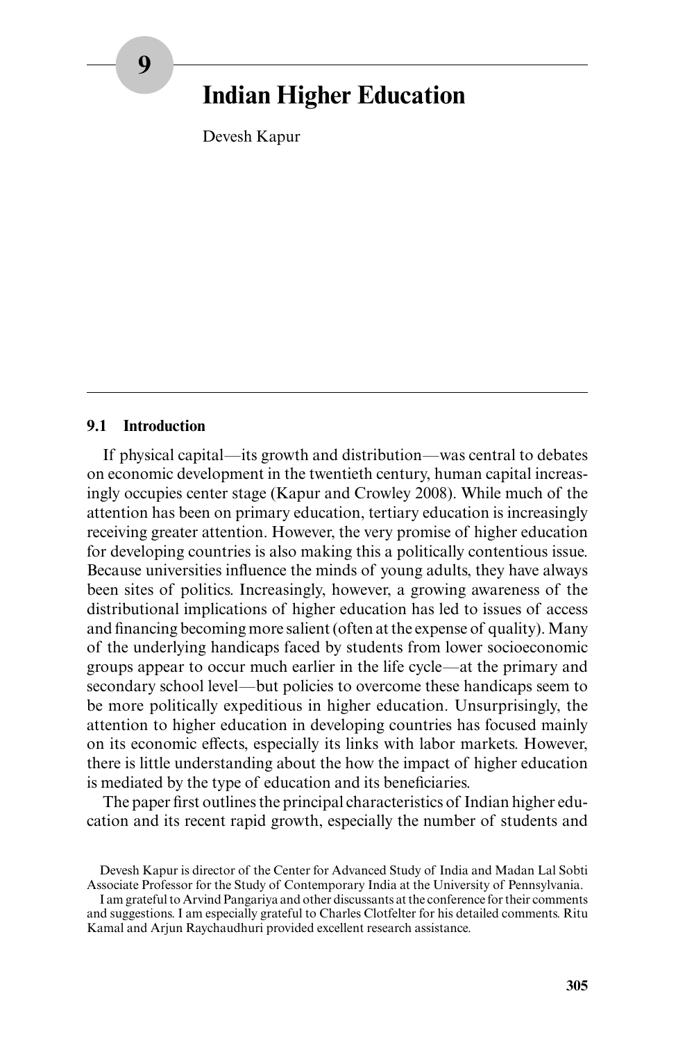# 9 Indian Higher Education

Devesh Kapur

## 9.1 Introduction

If physical capital—its growth and distribution—was central to debates on economic development in the twentieth century, human capital increasingly occupies center stage (Kapur and Crowley 2008). While much of the attention has been on primary education, tertiary education is increasingly receiving greater attention. However, the very promise of higher education for developing countries is also making this a politically contentious issue. Because universities influence the minds of young adults, they have always been sites of politics. Increasingly, however, a growing awareness of the distributional implications of higher education has led to issues of access and financing becoming more salient (often at the expense of quality). Many of the underlying handicaps faced by students from lower socioeconomic groups appear to occur much earlier in the life cycle—at the primary and secondary school level—but policies to overcome these handicaps seem to be more politically expeditious in higher education. Unsurprisingly, the attention to higher education in developing countries has focused mainly on its economic effects, especially its links with labor markets. However, there is little understanding about the how the impact of higher education is mediated by the type of education and its beneficiaries.

The paper first outlines the principal characteristics of Indian higher education and its recent rapid growth, especially the number of students and

Devesh Kapur is director of the Center for Advanced Study of India and Madan Lal Sobti Associate Professor for the Study of Contemporary India at the University of Pennsylvania.

I am grateful to Arvind Pangariya and other discussants at the conference for their comments and suggestions. I am especially grateful to Charles Clotfelter for his detailed comments. Ritu Kamal and Arjun Raychaudhuri provided excellent research assistance.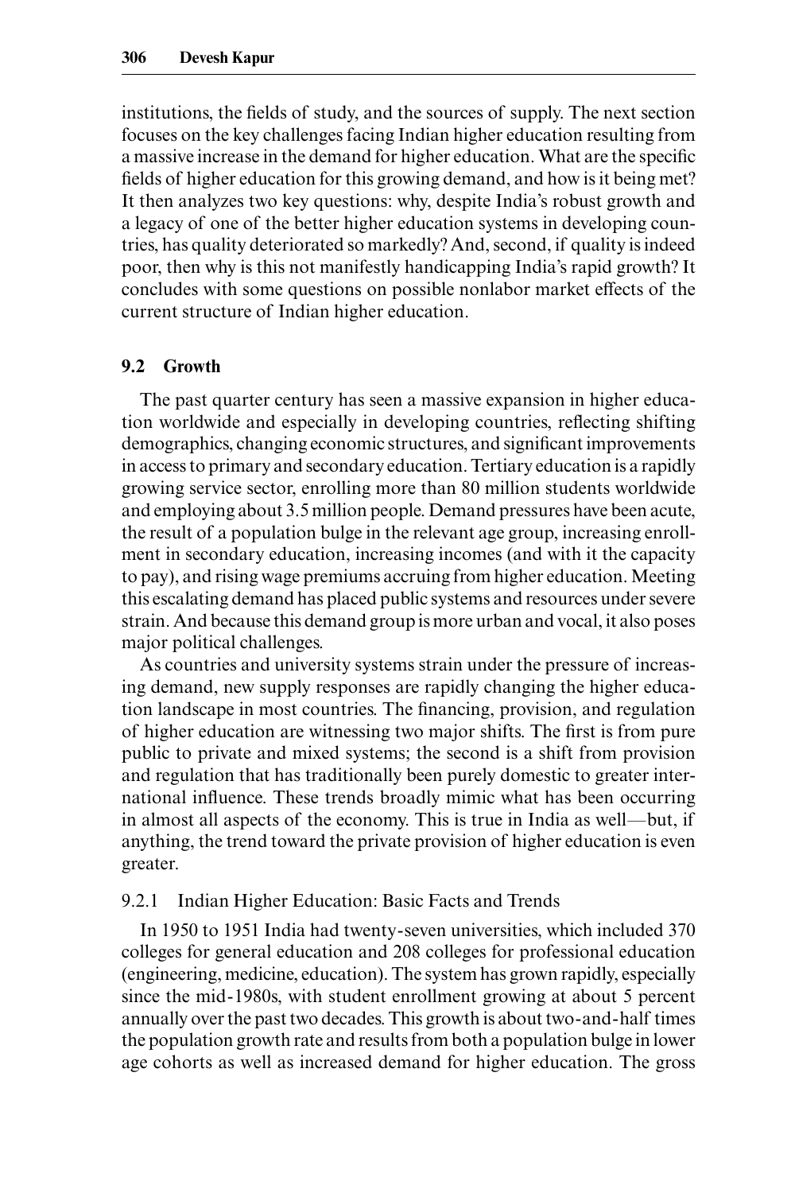institutions, the fields of study, and the sources of supply. The next section focuses on the key challenges facing Indian higher education resulting from a massive increase in the demand for higher education. What are the specific fields of higher education for this growing demand, and how is it being met? It then analyzes two key questions: why, despite India's robust growth and a legacy of one of the better higher education systems in developing countries, has quality deteriorated so markedly? And, second, if quality is indeed poor, then why is this not manifestly handicapping India's rapid growth? It concludes with some questions on possible nonlabor market effects of the current structure of Indian higher education.

## 9.2 Growth

The past quarter century has seen a massive expansion in higher education worldwide and especially in developing countries, reflecting shifting demographics, changing economic structures, and significant improvements in access to primary and secondary education. Tertiary education is a rapidly growing service sector, enrolling more than 80 million students worldwide and employing about 3.5 million people. Demand pressures have been acute, the result of a population bulge in the relevant age group, increasing enrollment in secondary education, increasing incomes (and with it the capacity to pay), and rising wage premiums accruing from higher education. Meeting this escalating demand has placed public systems and resources under severe strain. And because this demand group is more urban and vocal, it also poses major political challenges.

As countries and university systems strain under the pressure of increasing demand, new supply responses are rapidly changing the higher education landscape in most countries. The financing, provision, and regulation of higher education are witnessing two major shifts. The first is from pure public to private and mixed systems; the second is a shift from provision and regulation that has traditionally been purely domestic to greater international influence. These trends broadly mimic what has been occurring in almost all aspects of the economy. This is true in India as well—but, if anything, the trend toward the private provision of higher education is even greater.

### 9.2.1 Indian Higher Education: Basic Facts and Trends

In 1950 to 1951 India had twenty-seven universities, which included 370 colleges for general education and 208 colleges for professional education (engineering, medicine, education). The system has grown rapidly, especially since the mid-1980s, with student enrollment growing at about 5 percent annually over the past two decades. This growth is about two-and-half times the population growth rate and results from both a population bulge in lower age cohorts as well as increased demand for higher education. The gross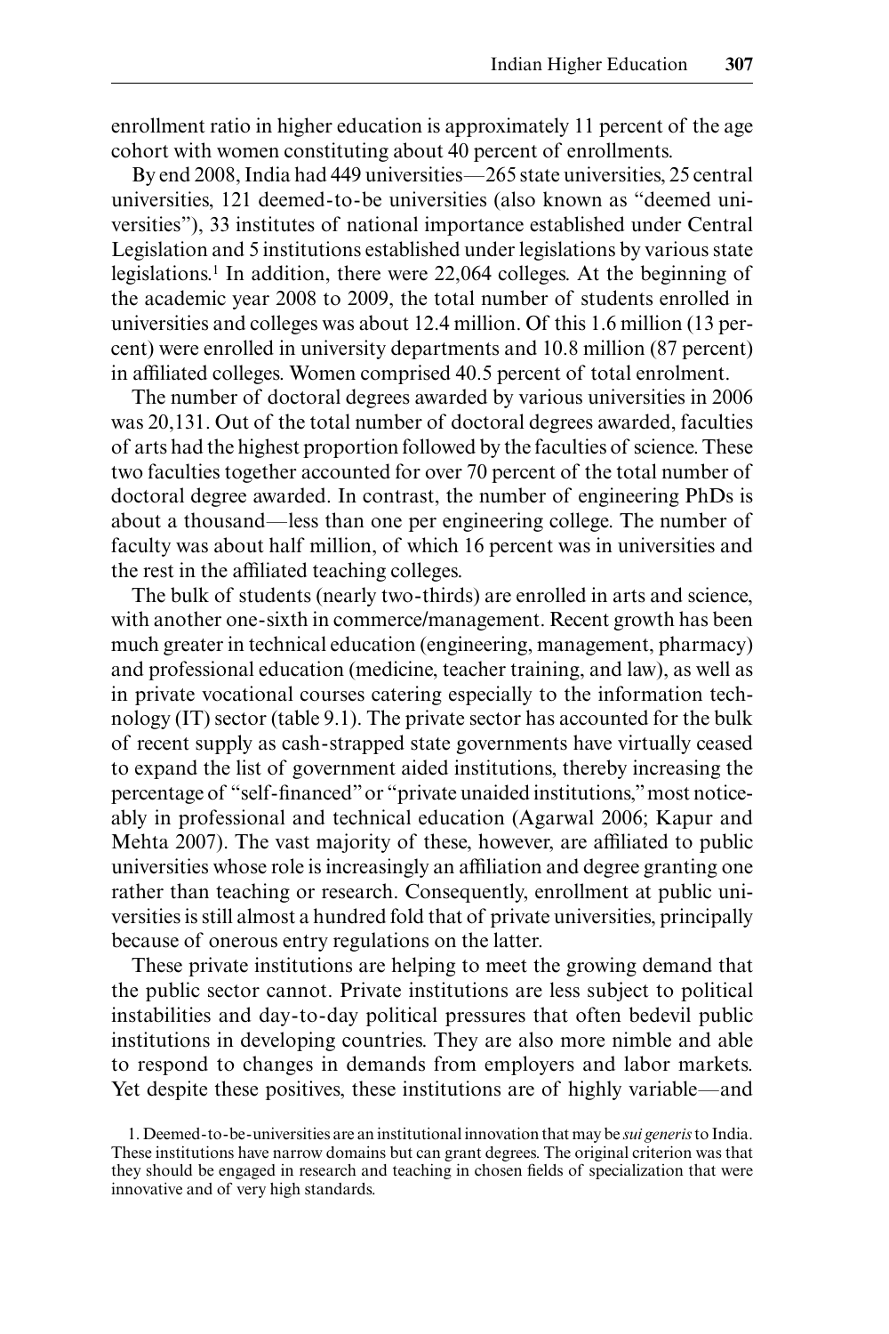enrollment ratio in higher education is approximately 11 percent of the age cohort with women constituting about 40 percent of enrollments.

By end 2008, India had 449 universities—265 state universities, 25 central universities, 121 deemed-to-be universities (also known as "deemed universities"), 33 institutes of national importance established under Central Legislation and 5 institutions established under legislations by various state legislations.[1] In addition, there were 22,064 colleges. At the beginning of the academic year 2008 to 2009, the total number of students enrolled in universities and colleges was about 12.4 million. Of this 1.6 million (13 percent) were enrolled in university departments and 10.8 million (87 percent) in affiliated colleges. Women comprised 40.5 percent of total enrolment.

The number of doctoral degrees awarded by various universities in 2006 was 20,131. Out of the total number of doctoral degrees awarded, faculties of arts had the highest proportion followed by the faculties of science. These two faculties together accounted for over 70 percent of the total number of doctoral degree awarded. In contrast, the number of engineering PhDs is about a thousand—less than one per engineering college. The number of faculty was about half million, of which 16 percent was in universities and the rest in the affiliated teaching colleges.

The bulk of students (nearly two-thirds) are enrolled in arts and science, with another one-sixth in commerce/management. Recent growth has been much greater in technical education (engineering, management, pharmacy) and professional education (medicine, teacher training, and law), as well as in private vocational courses catering especially to the information technology (IT) sector (table 9.1). The private sector has accounted for the bulk of recent supply as cash-strapped state governments have virtually ceased to expand the list of government aided institutions, thereby increasing the percentage of "self-financed" or "private unaided institutions," most noticeably in professional and technical education (Agarwal 2006; Kapur and Mehta 2007). The vast majority of these, however, are affiliated to public universities whose role is increasingly an affiliation and degree granting one rather than teaching or research. Consequently, enrollment at public universities is still almost a hundred fold that of private universities, principally because of onerous entry regulations on the latter.

These private institutions are helping to meet the growing demand that the public sector cannot. Private institutions are less subject to political instabilities and day-to-day political pressures that often bedevil public institutions in developing countries. They are also more nimble and able to respond to changes in demands from employers and labor markets. Yet despite these positives, these institutions are of highly variable—and

1. Deemed-to-be-universities are an institutional innovation that may be *sui generis* to India. These institutions have narrow domains but can grant degrees. The original criterion was that they should be engaged in research and teaching in chosen fields of specialization that were innovative and of very high standards.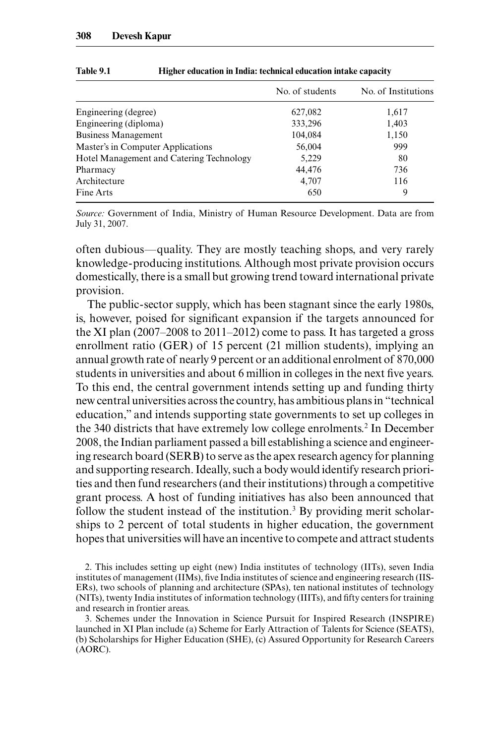Table 9.1 Higher education in India: technical education intake capacity

| | No. of students | No. of Institutions |
|---|---|---|
| Engineering (degree) | 627,082 | 1,617 |
| Engineering (diploma) | 333,296 | 1,403 |
| Business Management | 104,084 | 1,150 |
| Master's in Computer Applications | 56,004 | 999 |
| Hotel Management and Catering Technology | 5,229 | 80 |
| Pharmacy | 44,476 | 736 |
| Architecture | 4,707 | 116 |
| Fine Arts | 650 | 9 |

*Source:* Government of India, Ministry of Human Resource Development. Data are from July 31, 2007.

often dubious—quality. They are mostly teaching shops, and very rarely knowledge-producing institutions. Although most private provision occurs domestically, there is a small but growing trend toward international private provision.

The public-sector supply, which has been stagnant since the early 1980s, is, however, poised for significant expansion if the targets announced for the XI plan (2007–2008 to 2011–2012) come to pass. It has targeted a gross enrollment ratio (GER) of 15 percent (21 million students), implying an annual growth rate of nearly 9 percent or an additional enrolment of 870,000 students in universities and about 6 million in colleges in the next five years. To this end, the central government intends setting up and funding thirty new central universities across the country, has ambitious plans in "technical education," and intends supporting state governments to set up colleges in the 340 districts that have extremely low college enrolments.[2] In December 2008, the Indian parliament passed a bill establishing a science and engineering research board (SERB) to serve as the apex research agency for planning and supporting research. Ideally, such a body would identify research priorities and then fund researchers (and their institutions) through a competitive grant process. A host of funding initiatives has also been announced that follow the student instead of the institution.[3] By providing merit scholarships to 2 percent of total students in higher education, the government hopes that universities will have an incentive to compete and attract students

2. This includes setting up eight (new) India institutes of technology (IITs), seven India institutes of management (IIMs), five India institutes of science and engineering research (IISERs), two schools of planning and architecture (SPAs), ten national institutes of technology (NITs), twenty India institutes of information technology (IIITs), and fifty centers for training and research in frontier areas.

3. Schemes under the Innovation in Science Pursuit for Inspired Research (INSPIRE) launched in XI Plan include (a) Scheme for Early Attraction of Talents for Science (SEATS), (b) Scholarships for Higher Education (SHE), (c) Assured Opportunity for Research Careers (AORC).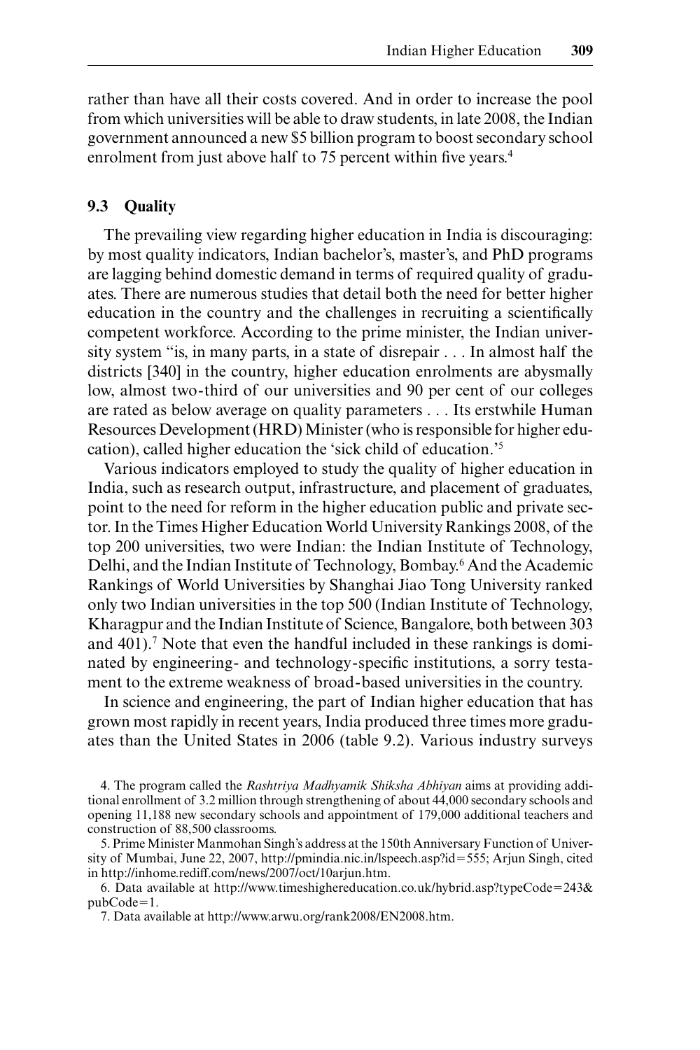rather than have all their costs covered. And in order to increase the pool from which universities will be able to draw students, in late 2008, the Indian government announced a new $5 billion program to boost secondary school enrolment from just above half to 75 percent within five years.[4]

### 9.3 Quality

The prevailing view regarding higher education in India is discouraging: by most quality indicators, Indian bachelor's, master's, and PhD programs are lagging behind domestic demand in terms of required quality of graduates. There are numerous studies that detail both the need for better higher education in the country and the challenges in recruiting a scientifically competent workforce. According to the prime minister, the Indian university system "is, in many parts, in a state of disrepair . . . In almost half the districts [340] in the country, higher education enrolments are abysmally low, almost two-third of our universities and 90 per cent of our colleges are rated as below average on quality parameters . . . Its erstwhile Human Resources Development (HRD) Minister (who is responsible for higher education), called higher education the 'sick child of education.'[5]

Various indicators employed to study the quality of higher education in India, such as research output, infrastructure, and placement of graduates, point to the need for reform in the higher education public and private sector. In the Times Higher Education World University Rankings 2008, of the top 200 universities, two were Indian: the Indian Institute of Technology, Delhi, and the Indian Institute of Technology, Bombay.[6] And the Academic Rankings of World Universities by Shanghai Jiao Tong University ranked only two Indian universities in the top 500 (Indian Institute of Technology, Kharagpur and the Indian Institute of Science, Bangalore, both between 303 and 401).[7] Note that even the handful included in these rankings is dominated by engineering- and technology-specific institutions, a sorry testament to the extreme weakness of broad-based universities in the country.

In science and engineering, the part of Indian higher education that has grown most rapidly in recent years, India produced three times more graduates than the United States in 2006 (table 9.2). Various industry surveys

4. The program called the *Rashtriya Madhyamik Shiksha Abhiyan* aims at providing additional enrollment of 3.2 million through strengthening of about 44,000 secondary schools and opening 11,188 new secondary schools and appointment of 179,000 additional teachers and construction of 88,500 classrooms.

5. Prime Minister Manmohan Singh's address at the 150th Anniversary Function of University of Mumbai, June 22, 2007, http://pmindia.nic.in/lspeech.asp?id=555; Arjun Singh, cited in http://inhome.rediff.com/news/2007/oct/10arjun.htm.

6. Data available at http://www.timeshighereducation.co.uk/hybrid.asp?typeCode=243&pubCode=1.

7. Data available at http://www.arwu.org/rank2008/EN2008.htm.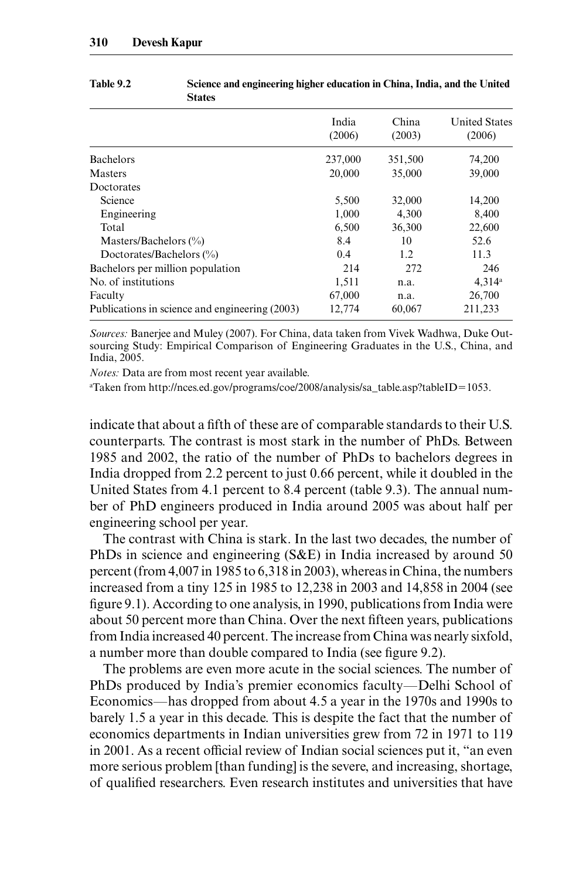**Table 9.2 Science and engineering higher education in China, India, and the United States**

| | India (2006) | China (2003) | United States (2006) |
|---|---|---|---|
| Bachelors | 237,000 | 351,500 | 74,200 |
| Masters | 20,000 | 35,000 | 39,000 |
| Doctorates | | | |
| Science | 5,500 | 32,000 | 14,200 |
| Engineering | 1,000 | 4,300 | 8,400 |
| Total | 6,500 | 36,300 | 22,600 |
| Masters/Bachelors (%) | 8.4 | 10 | 52.6 |
| Doctorates/Bachelors (%) | 0.4 | 1.2 | 11.3 |
| Bachelors per million population | 214 | 272 | 246 |
| No. of institutions | 1,511 | n.a. | 4,314[a] |
| Faculty | 67,000 | n.a. | 26,700 |
| Publications in science and engineering (2003) | 12,774 | 60,067 | 211,233 |

*Sources:* Banerjee and Muley (2007). For China, data taken from Vivek Wadhwa, Duke Outsourcing Study: Empirical Comparison of Engineering Graduates in the U.S., China, and India, 2005.

*Notes:* Data are from most recent year available.

[a]Taken from http://nces.ed.gov/programs/coe/2008/analysis/sa_table.asp?tableID=1053.

indicate that about a fifth of these are of comparable standards to their U.S. counterparts. The contrast is most stark in the number of PhDs. Between 1985 and 2002, the ratio of the number of PhDs to bachelors degrees in India dropped from 2.2 percent to just 0.66 percent, while it doubled in the United States from 4.1 percent to 8.4 percent (table 9.3). The annual number of PhD engineers produced in India around 2005 was about half per engineering school per year.

The contrast with China is stark. In the last two decades, the number of PhDs in science and engineering (S&E) in India increased by around 50 percent (from 4,007 in 1985 to 6,318 in 2003), whereas in China, the numbers increased from a tiny 125 in 1985 to 12,238 in 2003 and 14,858 in 2004 (see figure 9.1). According to one analysis, in 1990, publications from India were about 50 percent more than China. Over the next fifteen years, publications from India increased 40 percent. The increase from China was nearly sixfold, a number more than double compared to India (see figure 9.2).

The problems are even more acute in the social sciences. The number of PhDs produced by India's premier economics faculty—Delhi School of Economics—has dropped from about 4.5 a year in the 1970s and 1990s to barely 1.5 a year in this decade. This is despite the fact that the number of economics departments in Indian universities grew from 72 in 1971 to 119 in 2001. As a recent official review of Indian social sciences put it, "an even more serious problem [than funding] is the severe, and increasing, shortage, of qualified researchers. Even research institutes and universities that have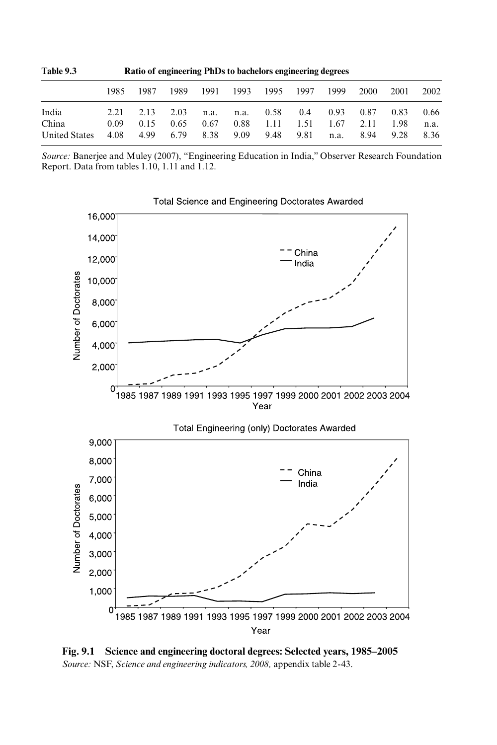**Table 9.3 Ratio of engineering PhDs to bachelors engineering degrees**

| | 1985 | 1987 | 1989 | 1991 | 1993 | 1995 | 1997 | 1999 | 2000 | 2001 | 2002 |
|---|---|---|---|---|---|---|---|---|---|---|---|
| India | 2.21 | 2.13 | 2.03 | n.a. | n.a. | 0.58 | 0.4 | 0.93 | 0.87 | 0.83 | 0.66 |
| China | 0.09 | 0.15 | 0.65 | 0.67 | 0.88 | 1.11 | 1.51 | 1.67 | 2.11 | 1.98 | n.a. |
| United States | 4.08 | 4.99 | 6.79 | 8.38 | 9.09 | 9.48 | 9.81 | n.a. | 8.94 | 9.28 | 8.36 |

*Source:* Banerjee and Muley (2007), "Engineering Education in India," Observer Research Foundation Report. Data from tables 1.10, 1.11 and 1.12.

**Fig. 9.1 Science and engineering doctoral degrees: Selected years, 1985–2005**
*Source:* NSF, *Science and engineering indicators, 2008,* appendix table 2-43.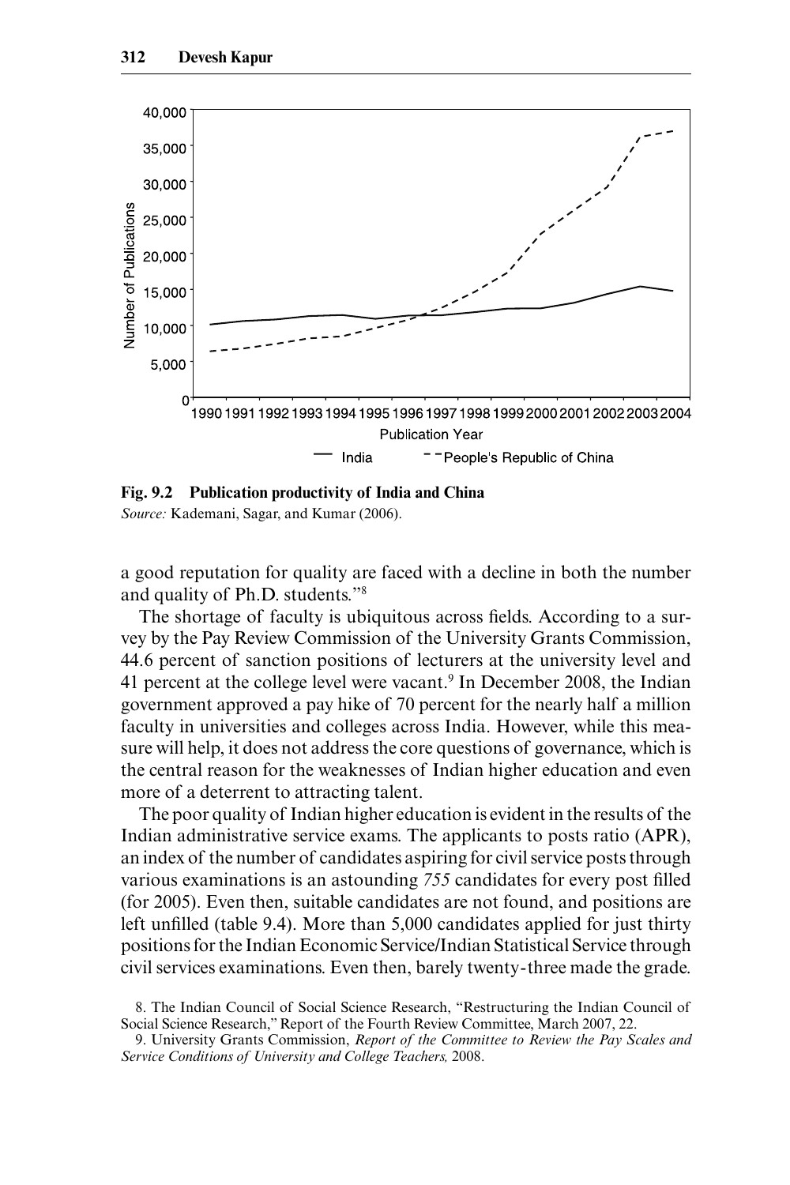**Fig. 9.2 Publication productivity of India and China**
*Source:* Kademani, Sagar, and Kumar (2006).

a good reputation for quality are faced with a decline in both the number and quality of Ph.D. students."[8]

The shortage of faculty is ubiquitous across fields. According to a survey by the Pay Review Commission of the University Grants Commission, 44.6 percent of sanction positions of lecturers at the university level and 41 percent at the college level were vacant.[9] In December 2008, the Indian government approved a pay hike of 70 percent for the nearly half a million faculty in universities and colleges across India. However, while this measure will help, it does not address the core questions of governance, which is the central reason for the weaknesses of Indian higher education and even more of a deterrent to attracting talent.

The poor quality of Indian higher education is evident in the results of the Indian administrative service exams. The applicants to posts ratio (APR), an index of the number of candidates aspiring for civil service posts through various examinations is an astounding *755* candidates for every post filled (for 2005). Even then, suitable candidates are not found, and positions are left unfilled (table 9.4). More than 5,000 candidates applied for just thirty positions for the Indian Economic Service/Indian Statistical Service through civil services examinations. Even then, barely twenty-three made the grade.

8. The Indian Council of Social Science Research, "Restructuring the Indian Council of Social Science Research," Report of the Fourth Review Committee, March 2007, 22.

9. University Grants Commission, *Report of the Committee to Review the Pay Scales and Service Conditions of University and College Teachers,* 2008.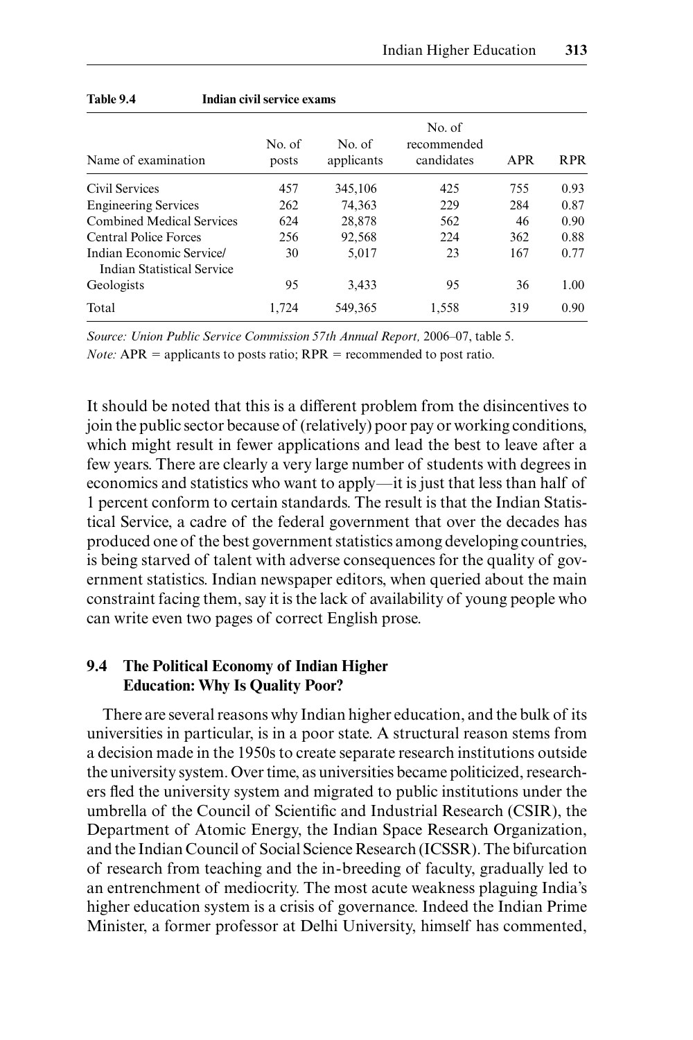**Table 9.4 Indian civil service exams**

| Name of examination | No. of posts | No. of applicants | No. of recommended candidates | APR | RPR |
|---|---|---|---|---|---|
| Civil Services | 457 | 345,106 | 425 | 755 | 0.93 |
| Engineering Services | 262 | 74,363 | 229 | 284 | 0.87 |
| Combined Medical Services | 624 | 28,878 | 562 | 46 | 0.90 |
| Central Police Forces | 256 | 92,568 | 224 | 362 | 0.88 |
| Indian Economic Service/ Indian Statistical Service | 30 | 5,017 | 23 | 167 | 0.77 |
| Geologists | 95 | 3,433 | 95 | 36 | 1.00 |
| Total | 1,724 | 549,365 | 1,558 | 319 | 0.90 |

*Source: Union Public Service Commission 57th Annual Report,* 2006–07, table 5.

*Note:* APR = applicants to posts ratio; RPR = recommended to post ratio.

It should be noted that this is a different problem from the disincentives to join the public sector because of (relatively) poor pay or working conditions, which might result in fewer applications and lead the best to leave after a few years. There are clearly a very large number of students with degrees in economics and statistics who want to apply—it is just that less than half of 1 percent conform to certain standards. The result is that the Indian Statistical Service, a cadre of the federal government that over the decades has produced one of the best government statistics among developing countries, is being starved of talent with adverse consequences for the quality of government statistics. Indian newspaper editors, when queried about the main constraint facing them, say it is the lack of availability of young people who can write even two pages of correct English prose.

## 9.4 The Political Economy of Indian Higher Education: Why Is Quality Poor?

There are several reasons why Indian higher education, and the bulk of its universities in particular, is in a poor state. A structural reason stems from a decision made in the 1950s to create separate research institutions outside the university system. Over time, as universities became politicized, researchers fled the university system and migrated to public institutions under the umbrella of the Council of Scientific and Industrial Research (CSIR), the Department of Atomic Energy, the Indian Space Research Organization, and the Indian Council of Social Science Research (ICSSR). The bifurcation of research from teaching and the in-breeding of faculty, gradually led to an entrenchment of mediocrity. The most acute weakness plaguing India's higher education system is a crisis of governance. Indeed the Indian Prime Minister, a former professor at Delhi University, himself has commented,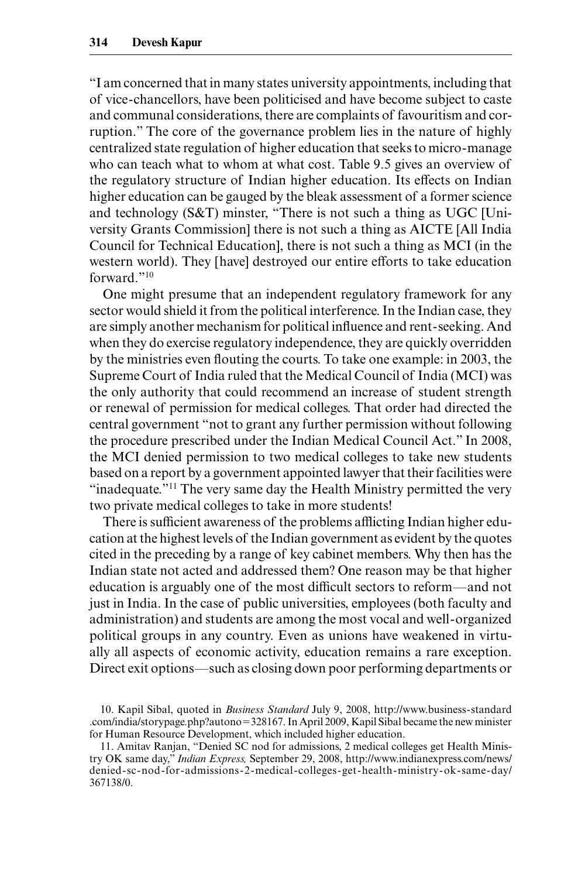"I am concerned that in many states university appointments, including that of vice-chancellors, have been politicised and have become subject to caste and communal considerations, there are complaints of favouritism and corruption." The core of the governance problem lies in the nature of highly centralized state regulation of higher education that seeks to micro-manage who can teach what to whom at what cost. Table 9.5 gives an overview of the regulatory structure of Indian higher education. Its effects on Indian higher education can be gauged by the bleak assessment of a former science and technology (S&T) minster, "There is not such a thing as UGC [University Grants Commission] there is not such a thing as AICTE [All India Council for Technical Education], there is not such a thing as MCI (in the western world). They [have] destroyed our entire efforts to take education forward."[10]

One might presume that an independent regulatory framework for any sector would shield it from the political interference. In the Indian case, they are simply another mechanism for political influence and rent-seeking. And when they do exercise regulatory independence, they are quickly overridden by the ministries even flouting the courts. To take one example: in 2003, the Supreme Court of India ruled that the Medical Council of India (MCI) was the only authority that could recommend an increase of student strength or renewal of permission for medical colleges. That order had directed the central government "not to grant any further permission without following the procedure prescribed under the Indian Medical Council Act." In 2008, the MCI denied permission to two medical colleges to take new students based on a report by a government appointed lawyer that their facilities were "inadequate."[11] The very same day the Health Ministry permitted the very two private medical colleges to take in more students!

There is sufficient awareness of the problems afflicting Indian higher education at the highest levels of the Indian government as evident by the quotes cited in the preceding by a range of key cabinet members. Why then has the Indian state not acted and addressed them? One reason may be that higher education is arguably one of the most difficult sectors to reform—and not just in India. In the case of public universities, employees (both faculty and administration) and students are among the most vocal and well-organized political groups in any country. Even as unions have weakened in virtually all aspects of economic activity, education remains a rare exception. Direct exit options—such as closing down poor performing departments or

10. Kapil Sibal, quoted in *Business Standard* July 9, 2008, http://www.business-standard.com/india/storypage.php?autono=328167. In April 2009, Kapil Sibal became the new minister for Human Resource Development, which included higher education.

11. Amitav Ranjan, "Denied SC nod for admissions, 2 medical colleges get Health Ministry OK same day," *Indian Express,* September 29, 2008, http://www.indianexpress.com/news/denied-sc-nod-for-admissions-2-medical-colleges-get-health-ministry-ok-same-day/367138/0.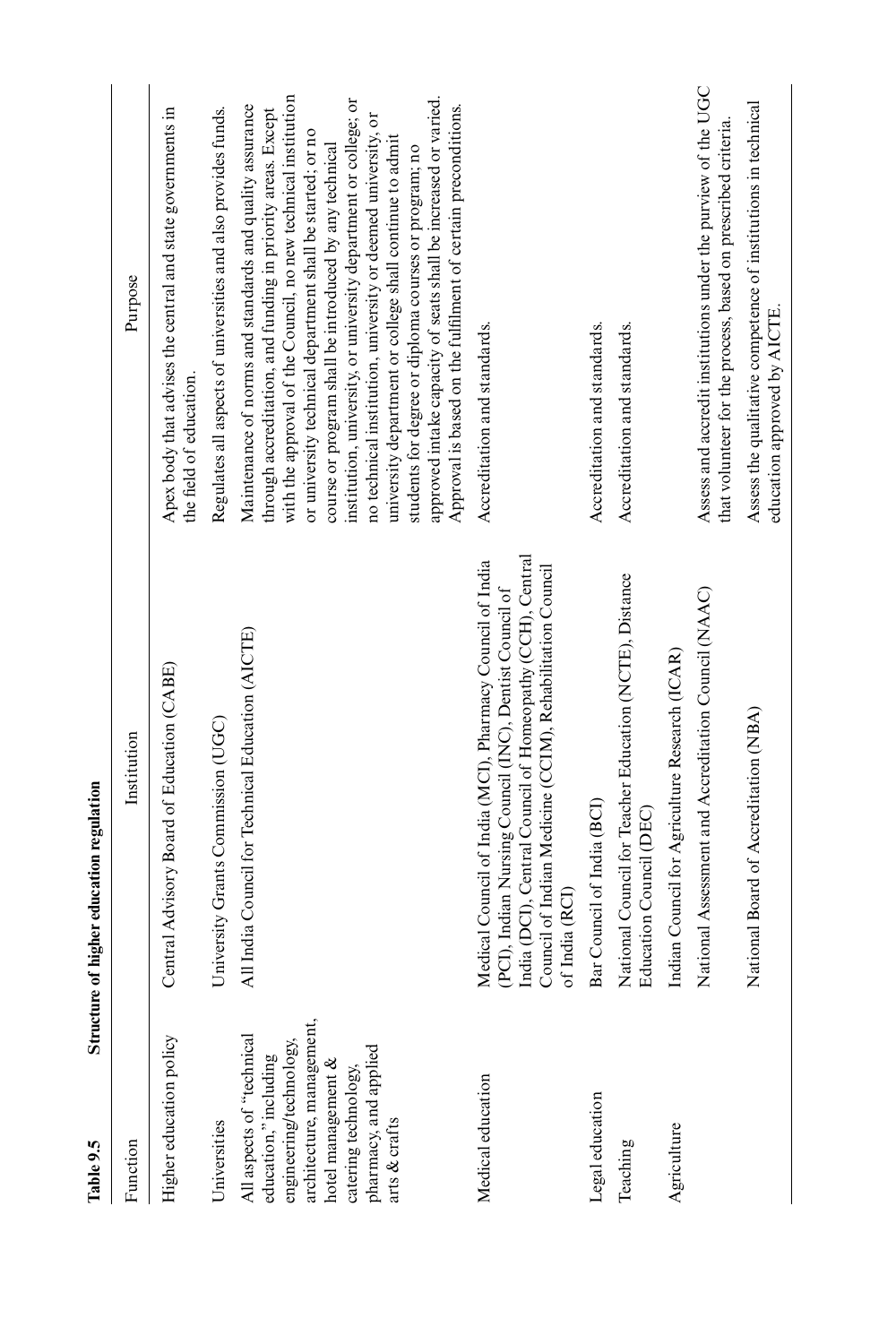**Table 9.5** Structure of higher education regulation

| Function | Institution | Purpose |
|---|---|---|
| Higher education policy | Central Advisory Board of Education (CABE) | Apex body that advises the central and state governments in the field of education. |
| Universities | University Grants Commission (UGC) | Regulates all aspects of universities and also provides funds. |
| All aspects of "technical education," including engineering/technology, architecture, management, hotel management & catering technology, pharmacy, and applied arts & crafts | All India Council for Technical Education (AICTE) | Maintenance of norms and standards and quality assurance through accreditation, and funding in priority areas. Except with the approval of the Council, no new technical institution or university technical department shall be started; or no course or program shall be introduced by any technical institution, university, or university department or college; or no technical institution, university or deemed university, or university department or college shall continue to admit students for degree or diploma courses or program; no approved intake capacity of seats shall be increased or varied. Approval is based on the fulfilment of certain preconditions. |
| Medical education | Medical Council of India (MCI), Pharmacy Council of India (PCI), Indian Nursing Council (INC), Dentist Council of India (DCI), Central Council of Homeopathy (CCH), Central Council of Indian Medicine (CCIM), Rehabilitation Council of India (RCI) | Accreditation and standards. |
| Legal education | Bar Council of India (BCI) | Accreditation and standards. |
| Teaching | National Council for Teacher Education (NCTE), Distance Education Council (DEC) | Accreditation and standards. |
| Agriculture | Indian Council for Agriculture Research (ICAR) | |
| | National Assessment and Accreditation Council (NAAC) | Assess and accredit institutions under the purview of the UGC that volunteer for the process, based on prescribed criteria. |
| | National Board of Accreditation (NBA) | Assess the qualitative competence of institutions in technical education approved by AICTE. |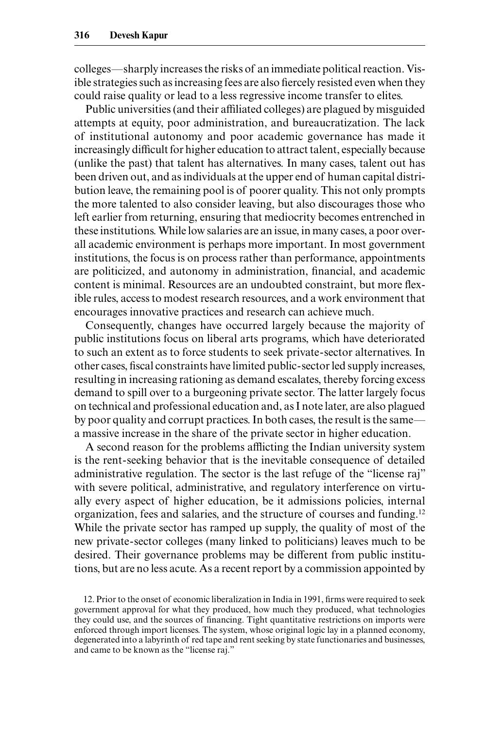colleges—sharply increases the risks of an immediate political reaction. Visible strategies such as increasing fees are also fiercely resisted even when they could raise quality or lead to a less regressive income transfer to elites.

Public universities (and their affiliated colleges) are plagued by misguided attempts at equity, poor administration, and bureaucratization. The lack of institutional autonomy and poor academic governance has made it increasingly difficult for higher education to attract talent, especially because (unlike the past) that talent has alternatives. In many cases, talent out has been driven out, and as individuals at the upper end of human capital distribution leave, the remaining pool is of poorer quality. This not only prompts the more talented to also consider leaving, but also discourages those who left earlier from returning, ensuring that mediocrity becomes entrenched in these institutions. While low salaries are an issue, in many cases, a poor overall academic environment is perhaps more important. In most government institutions, the focus is on process rather than performance, appointments are politicized, and autonomy in administration, financial, and academic content is minimal. Resources are an undoubted constraint, but more flexible rules, access to modest research resources, and a work environment that encourages innovative practices and research can achieve much.

Consequently, changes have occurred largely because the majority of public institutions focus on liberal arts programs, which have deteriorated to such an extent as to force students to seek private-sector alternatives. In other cases, fiscal constraints have limited public-sector led supply increases, resulting in increasing rationing as demand escalates, thereby forcing excess demand to spill over to a burgeoning private sector. The latter largely focus on technical and professional education and, as I note later, are also plagued by poor quality and corrupt practices. In both cases, the result is the same—a massive increase in the share of the private sector in higher education.

A second reason for the problems afflicting the Indian university system is the rent-seeking behavior that is the inevitable consequence of detailed administrative regulation. The sector is the last refuge of the "license raj" with severe political, administrative, and regulatory interference on virtually every aspect of higher education, be it admissions policies, internal organization, fees and salaries, and the structure of courses and funding.[12] While the private sector has ramped up supply, the quality of most of the new private-sector colleges (many linked to politicians) leaves much to be desired. Their governance problems may be different from public institutions, but are no less acute. As a recent report by a commission appointed by

12. Prior to the onset of economic liberalization in India in 1991, firms were required to seek government approval for what they produced, how much they produced, what technologies they could use, and the sources of financing. Tight quantitative restrictions on imports were enforced through import licenses. The system, whose original logic lay in a planned economy, degenerated into a labyrinth of red tape and rent seeking by state functionaries and businesses, and came to be known as the "license raj."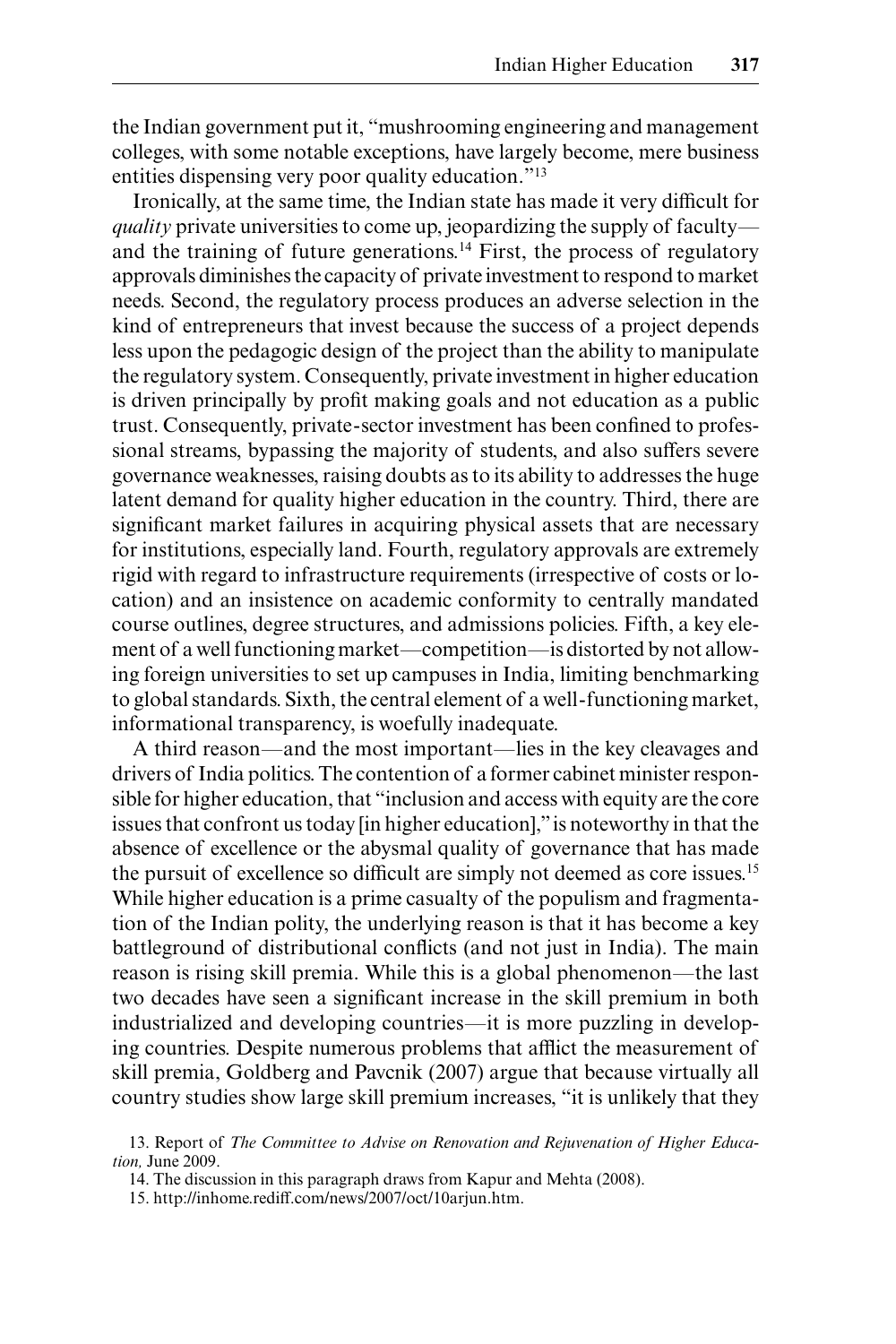the Indian government put it, "mushrooming engineering and management colleges, with some notable exceptions, have largely become, mere business entities dispensing very poor quality education."[13]

Ironically, at the same time, the Indian state has made it very difficult for *quality* private universities to come up, jeopardizing the supply of faculty—and the training of future generations.[14] First, the process of regulatory approvals diminishes the capacity of private investment to respond to market needs. Second, the regulatory process produces an adverse selection in the kind of entrepreneurs that invest because the success of a project depends less upon the pedagogic design of the project than the ability to manipulate the regulatory system. Consequently, private investment in higher education is driven principally by profit making goals and not education as a public trust. Consequently, private-sector investment has been confined to professional streams, bypassing the majority of students, and also suffers severe governance weaknesses, raising doubts as to its ability to addresses the huge latent demand for quality higher education in the country. Third, there are significant market failures in acquiring physical assets that are necessary for institutions, especially land. Fourth, regulatory approvals are extremely rigid with regard to infrastructure requirements (irrespective of costs or location) and an insistence on academic conformity to centrally mandated course outlines, degree structures, and admissions policies. Fifth, a key element of a well functioning market—competition—is distorted by not allowing foreign universities to set up campuses in India, limiting benchmarking to global standards. Sixth, the central element of a well-functioning market, informational transparency, is woefully inadequate.

A third reason—and the most important—lies in the key cleavages and drivers of India politics. The contention of a former cabinet minister responsible for higher education, that "inclusion and access with equity are the core issues that confront us today [in higher education]," is noteworthy in that the absence of excellence or the abysmal quality of governance that has made the pursuit of excellence so difficult are simply not deemed as core issues.[15] While higher education is a prime casualty of the populism and fragmentation of the Indian polity, the underlying reason is that it has become a key battleground of distributional conflicts (and not just in India). The main reason is rising skill premia. While this is a global phenomenon—the last two decades have seen a significant increase in the skill premium in both industrialized and developing countries—it is more puzzling in developing countries. Despite numerous problems that afflict the measurement of skill premia, Goldberg and Pavcnik (2007) argue that because virtually all country studies show large skill premium increases, "it is unlikely that they

13. Report of *The Committee to Advise on Renovation and Rejuvenation of Higher Education,* June 2009.

14. The discussion in this paragraph draws from Kapur and Mehta (2008).

15. http://inhome.rediff.com/news/2007/oct/10arjun.htm.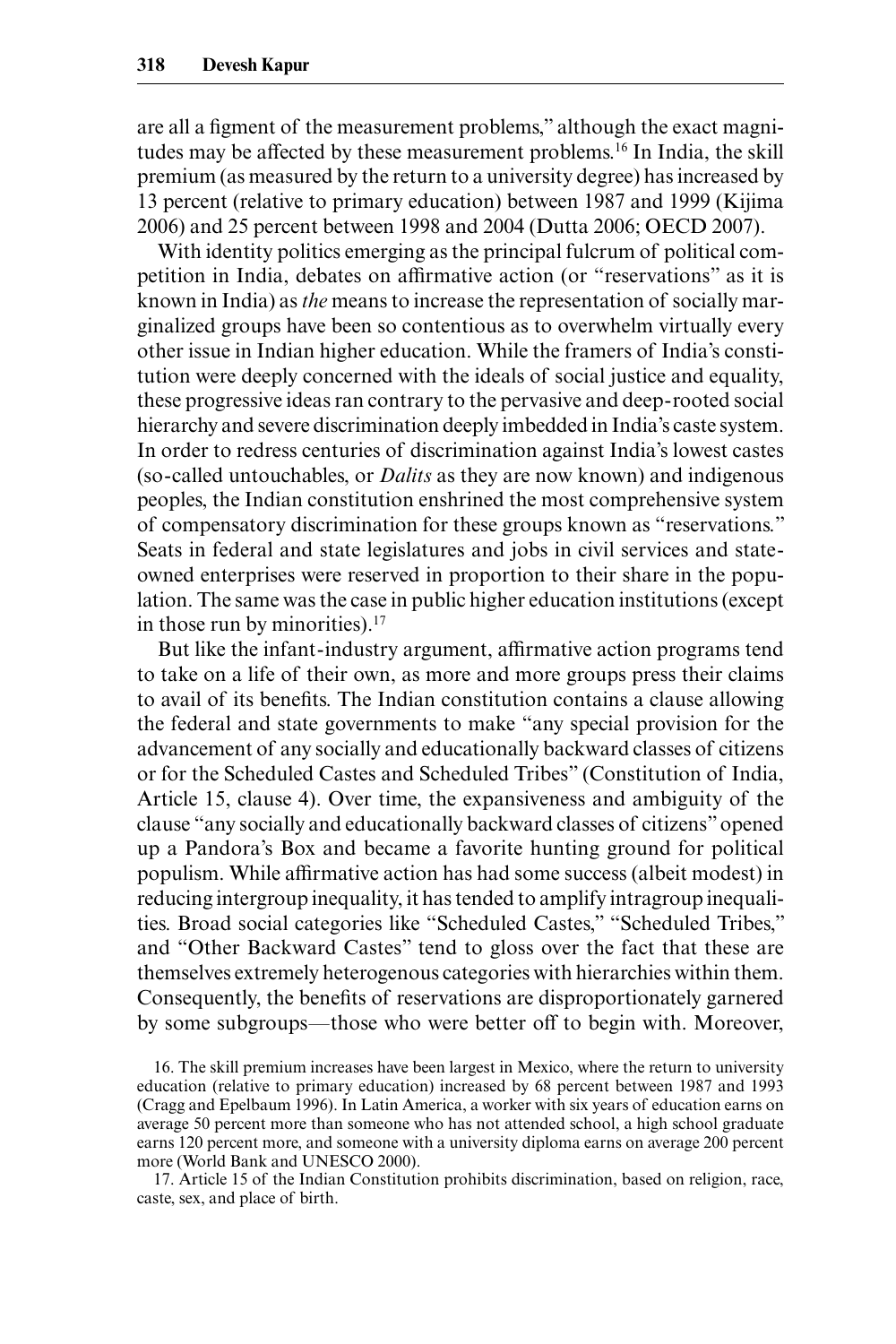are all a figment of the measurement problems," although the exact magnitudes may be affected by these measurement problems.[16] In India, the skill premium (as measured by the return to a university degree) has increased by 13 percent (relative to primary education) between 1987 and 1999 (Kijima 2006) and 25 percent between 1998 and 2004 (Dutta 2006; OECD 2007).

With identity politics emerging as the principal fulcrum of political competition in India, debates on affirmative action (or "reservations" as it is known in India) as *the* means to increase the representation of socially marginalized groups have been so contentious as to overwhelm virtually every other issue in Indian higher education. While the framers of India's constitution were deeply concerned with the ideals of social justice and equality, these progressive ideas ran contrary to the pervasive and deep-rooted social hierarchy and severe discrimination deeply imbedded in India's caste system. In order to redress centuries of discrimination against India's lowest castes (so-called untouchables, or *Dalits* as they are now known) and indigenous peoples, the Indian constitution enshrined the most comprehensive system of compensatory discrimination for these groups known as "reservations." Seats in federal and state legislatures and jobs in civil services and state-owned enterprises were reserved in proportion to their share in the population. The same was the case in public higher education institutions (except in those run by minorities).[17]

But like the infant-industry argument, affirmative action programs tend to take on a life of their own, as more and more groups press their claims to avail of its benefits. The Indian constitution contains a clause allowing the federal and state governments to make "any special provision for the advancement of any socially and educationally backward classes of citizens or for the Scheduled Castes and Scheduled Tribes" (Constitution of India, Article 15, clause 4). Over time, the expansiveness and ambiguity of the clause "any socially and educationally backward classes of citizens" opened up a Pandora's Box and became a favorite hunting ground for political populism. While affirmative action has had some success (albeit modest) in reducing intergroup inequality, it has tended to amplify intragroup inequalities. Broad social categories like "Scheduled Castes," "Scheduled Tribes," and "Other Backward Castes" tend to gloss over the fact that these are themselves extremely heterogenous categories with hierarchies within them. Consequently, the benefits of reservations are disproportionately garnered by some subgroups—those who were better off to begin with. Moreover,

16. The skill premium increases have been largest in Mexico, where the return to university education (relative to primary education) increased by 68 percent between 1987 and 1993 (Cragg and Epelbaum 1996). In Latin America, a worker with six years of education earns on average 50 percent more than someone who has not attended school, a high school graduate earns 120 percent more, and someone with a university diploma earns on average 200 percent more (World Bank and UNESCO 2000).

17. Article 15 of the Indian Constitution prohibits discrimination, based on religion, race, caste, sex, and place of birth.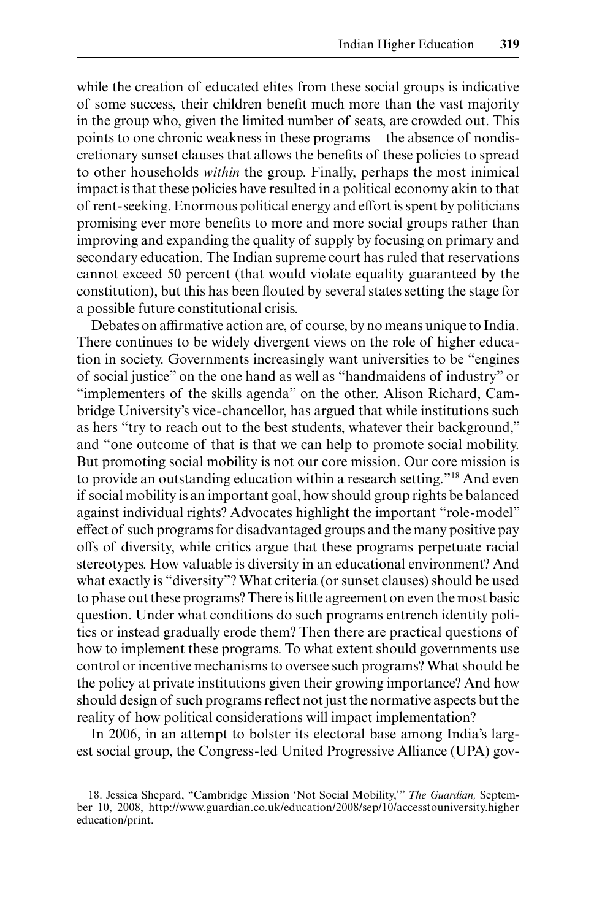while the creation of educated elites from these social groups is indicative of some success, their children benefit much more than the vast majority in the group who, given the limited number of seats, are crowded out. This points to one chronic weakness in these programs—the absence of nondiscretionary sunset clauses that allows the benefits of these policies to spread to other households *within* the group. Finally, perhaps the most inimical impact is that these policies have resulted in a political economy akin to that of rent-seeking. Enormous political energy and effort is spent by politicians promising ever more benefits to more and more social groups rather than improving and expanding the quality of supply by focusing on primary and secondary education. The Indian supreme court has ruled that reservations cannot exceed 50 percent (that would violate equality guaranteed by the constitution), but this has been flouted by several states setting the stage for a possible future constitutional crisis.

Debates on affirmative action are, of course, by no means unique to India. There continues to be widely divergent views on the role of higher education in society. Governments increasingly want universities to be "engines of social justice" on the one hand as well as "handmaidens of industry" or "implementers of the skills agenda" on the other. Alison Richard, Cambridge University's vice-chancellor, has argued that while institutions such as hers "try to reach out to the best students, whatever their background," and "one outcome of that is that we can help to promote social mobility. But promoting social mobility is not our core mission. Our core mission is to provide an outstanding education within a research setting."[18] And even if social mobility is an important goal, how should group rights be balanced against individual rights? Advocates highlight the important "role-model" effect of such programs for disadvantaged groups and the many positive pay offs of diversity, while critics argue that these programs perpetuate racial stereotypes. How valuable is diversity in an educational environment? And what exactly is "diversity"? What criteria (or sunset clauses) should be used to phase out these programs? There is little agreement on even the most basic question. Under what conditions do such programs entrench identity politics or instead gradually erode them? Then there are practical questions of how to implement these programs. To what extent should governments use control or incentive mechanisms to oversee such programs? What should be the policy at private institutions given their growing importance? And how should design of such programs reflect not just the normative aspects but the reality of how political considerations will impact implementation?

In 2006, in an attempt to bolster its electoral base among India's largest social group, the Congress-led United Progressive Alliance (UPA) gov-

18. Jessica Shepard, "Cambridge Mission 'Not Social Mobility,'" *The Guardian,* September 10, 2008, http://www.guardian.co.uk/education/2008/sep/10/accesstouniversity.highereducation/print.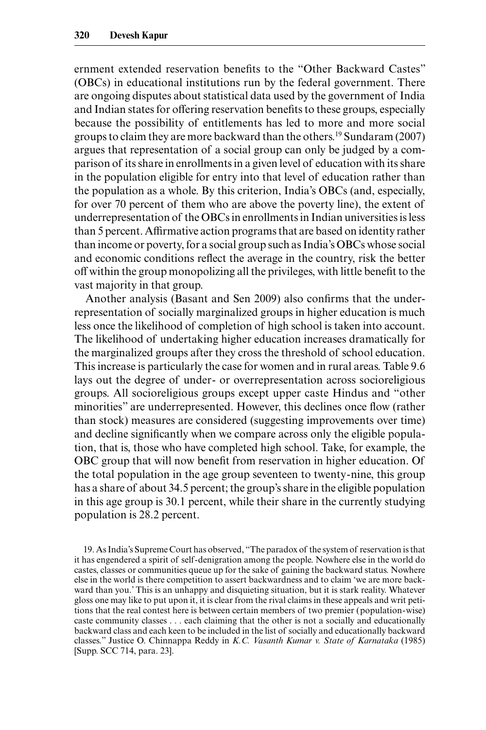ernment extended reservation benefits to the "Other Backward Castes" (OBCs) in educational institutions run by the federal government. There are ongoing disputes about statistical data used by the government of India and Indian states for offering reservation benefits to these groups, especially because the possibility of entitlements has led to more and more social groups to claim they are more backward than the others.[19] Sundaram (2007) argues that representation of a social group can only be judged by a comparison of its share in enrollments in a given level of education with its share in the population eligible for entry into that level of education rather than the population as a whole. By this criterion, India's OBCs (and, especially, for over 70 percent of them who are above the poverty line), the extent of underrepresentation of the OBCs in enrollments in Indian universities is less than 5 percent. Affirmative action programs that are based on identity rather than income or poverty, for a social group such as India's OBCs whose social and economic conditions reflect the average in the country, risk the better off within the group monopolizing all the privileges, with little benefit to the vast majority in that group.

Another analysis (Basant and Sen 2009) also confirms that the underrepresentation of socially marginalized groups in higher education is much less once the likelihood of completion of high school is taken into account. The likelihood of undertaking higher education increases dramatically for the marginalized groups after they cross the threshold of school education. This increase is particularly the case for women and in rural areas. Table 9.6 lays out the degree of under- or overrepresentation across socioreligious groups. All socioreligious groups except upper caste Hindus and "other minorities" are underrepresented. However, this declines once flow (rather than stock) measures are considered (suggesting improvements over time) and decline significantly when we compare across only the eligible population, that is, those who have completed high school. Take, for example, the OBC group that will now benefit from reservation in higher education. Of the total population in the age group seventeen to twenty-nine, this group has a share of about 34.5 percent; the group's share in the eligible population in this age group is 30.1 percent, while their share in the currently studying population is 28.2 percent.

19. As India's Supreme Court has observed, "The paradox of the system of reservation is that it has engendered a spirit of self-denigration among the people. Nowhere else in the world do castes, classes or communities queue up for the sake of gaining the backward status. Nowhere else in the world is there competition to assert backwardness and to claim 'we are more backward than you.' This is an unhappy and disquieting situation, but it is stark reality. Whatever gloss one may like to put upon it, it is clear from the rival claims in these appeals and writ petitions that the real contest here is between certain members of two premier (population-wise) caste community classes . . . each claiming that the other is not a socially and educationally backward class and each keen to be included in the list of socially and educationally backward classes." Justice O. Chinnappa Reddy in *K.C. Vasanth Kumar v. State of Karnataka* (1985) [Supp. SCC 714, para. 23].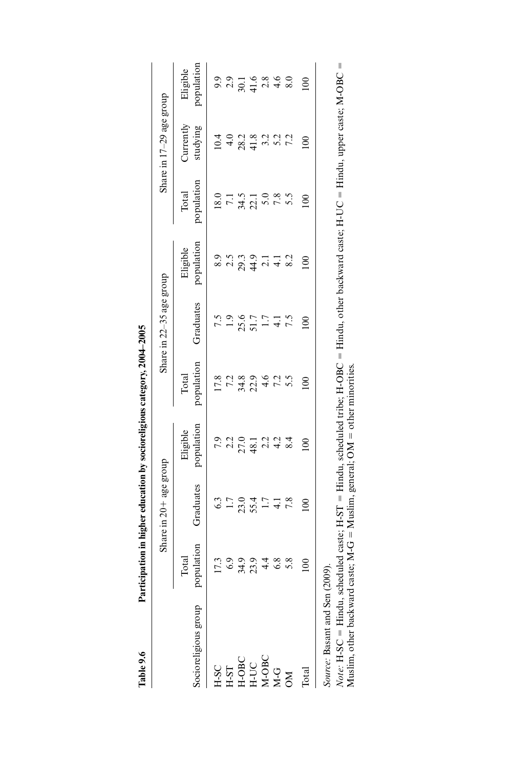**Table 9.6 Participation in higher education by socioreligious category, 2004–2005**

| Socioreligious group | Share in 20+ age group | | | Share in 22–35 age group | | | Share in 17–29 age group | | |
|---|---|---|---|---|---|---|---|---|---|
| | Total population | Graduates | Eligible population | Total population | Graduates | Eligible population | Total population | Currently studying | Eligible population |
| H-SC | 17.3 | 6.3 | 7.9 | 17.8 | 7.5 | 8.9 | 18.0 | 10.4 | 9.9 |
| H-ST | 6.9 | 1.7 | 2.2 | 7.2 | 1.9 | 2.5 | 7.1 | 4.0 | 2.9 |
| H-OBC | 34.9 | 23.0 | 27.0 | 34.8 | 25.6 | 29.3 | 34.5 | 28.2 | 30.1 |
| H-UC | 23.9 | 55.4 | 48.1 | 22.9 | 51.7 | 44.9 | 22.1 | 41.8 | 41.6 |
| M-OBC | 4.4 | 1.7 | 2.2 | 4.6 | 1.7 | 2.1 | 5.0 | 3.2 | 2.8 |
| M-G | 6.8 | 4.1 | 4.2 | 7.2 | 4.1 | 4.1 | 7.8 | 5.2 | 4.6 |
| OM | 5.8 | 7.8 | 8.4 | 5.5 | 7.5 | 8.2 | 5.5 | 7.2 | 8.0 |
| Total | 100 | 100 | 100 | 100 | 100 | 100 | 100 | 100 | 100 |

*Source:* Basant and Sen (2009).

*Note:* H-SC = Hindu, scheduled caste; H-ST = Hindu, scheduled tribe; H-OBC = Hindu, other backward caste; H-UC = Hindu, upper caste; M-OBC = Muslim, other backward caste; M-G = Muslim, general; OM = other minorities.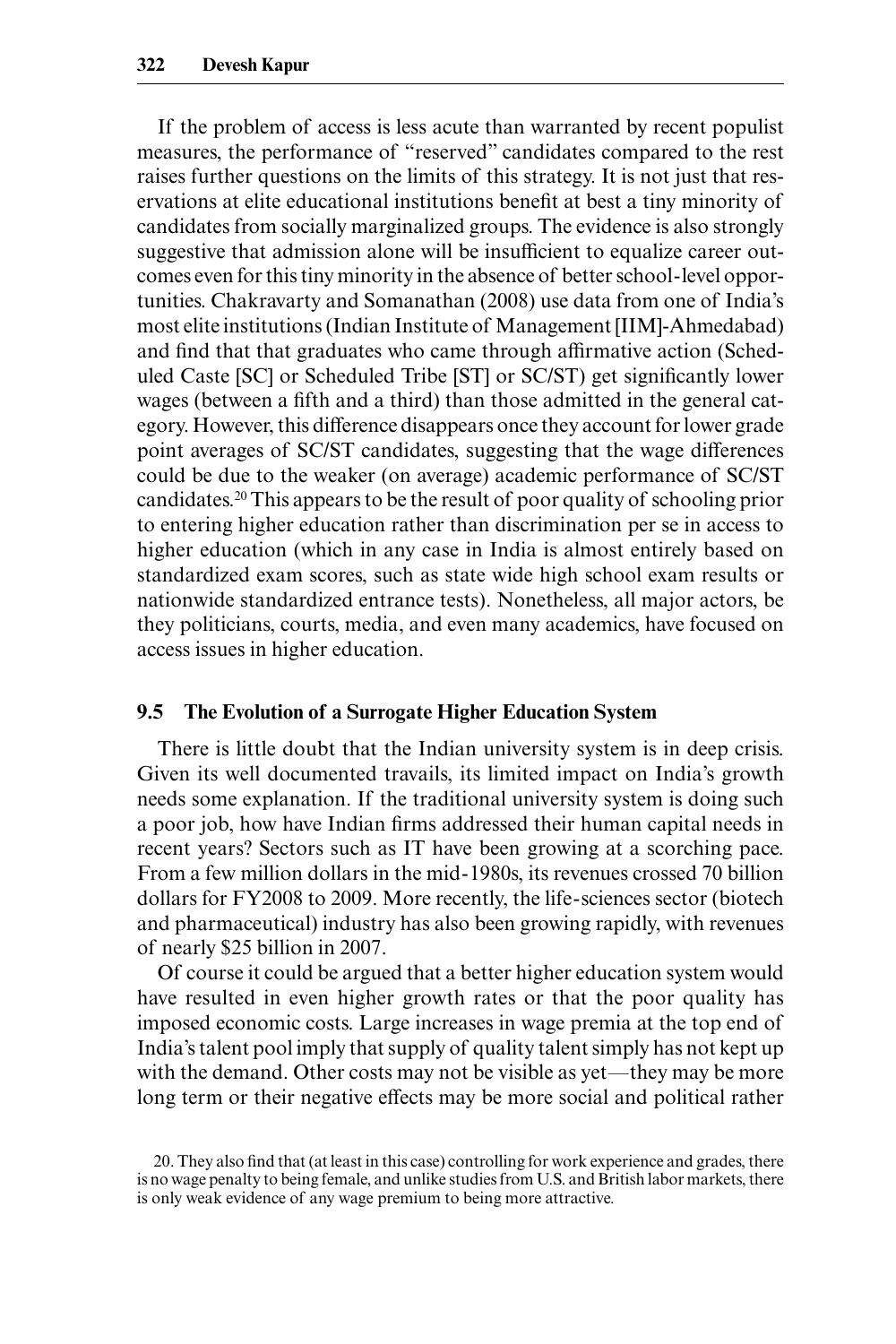If the problem of access is less acute than warranted by recent populist measures, the performance of "reserved" candidates compared to the rest raises further questions on the limits of this strategy. It is not just that reservations at elite educational institutions benefit at best a tiny minority of candidates from socially marginalized groups. The evidence is also strongly suggestive that admission alone will be insufficient to equalize career outcomes even for this tiny minority in the absence of better school-level opportunities. Chakravarty and Somanathan (2008) use data from one of India's most elite institutions (Indian Institute of Management [IIM]-Ahmedabad) and find that that graduates who came through affirmative action (Scheduled Caste [SC] or Scheduled Tribe [ST] or SC/ST) get significantly lower wages (between a fifth and a third) than those admitted in the general category. However, this difference disappears once they account for lower grade point averages of SC/ST candidates, suggesting that the wage differences could be due to the weaker (on average) academic performance of SC/ST candidates.[20] This appears to be the result of poor quality of schooling prior to entering higher education rather than discrimination per se in access to higher education (which in any case in India is almost entirely based on standardized exam scores, such as state wide high school exam results or nationwide standardized entrance tests). Nonetheless, all major actors, be they politicians, courts, media, and even many academics, have focused on access issues in higher education.

## 9.5 The Evolution of a Surrogate Higher Education System

There is little doubt that the Indian university system is in deep crisis. Given its well documented travails, its limited impact on India's growth needs some explanation. If the traditional university system is doing such a poor job, how have Indian firms addressed their human capital needs in recent years? Sectors such as IT have been growing at a scorching pace. From a few million dollars in the mid-1980s, its revenues crossed 70 billion dollars for FY2008 to 2009. More recently, the life-sciences sector (biotech and pharmaceutical) industry has also been growing rapidly, with revenues of nearly $25 billion in 2007.

Of course it could be argued that a better higher education system would have resulted in even higher growth rates or that the poor quality has imposed economic costs. Large increases in wage premia at the top end of India's talent pool imply that supply of quality talent simply has not kept up with the demand. Other costs may not be visible as yet—they may be more long term or their negative effects may be more social and political rather

20. They also find that (at least in this case) controlling for work experience and grades, there is no wage penalty to being female, and unlike studies from U.S. and British labor markets, there is only weak evidence of any wage premium to being more attractive.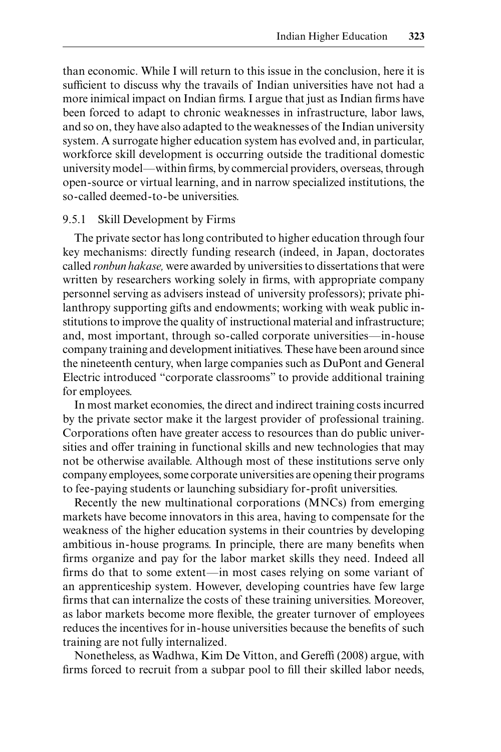than economic. While I will return to this issue in the conclusion, here it is sufficient to discuss why the travails of Indian universities have not had a more inimical impact on Indian firms. I argue that just as Indian firms have been forced to adapt to chronic weaknesses in infrastructure, labor laws, and so on, they have also adapted to the weaknesses of the Indian university system. A surrogate higher education system has evolved and, in particular, workforce skill development is occurring outside the traditional domestic university model—within firms, by commercial providers, overseas, through open-source or virtual learning, and in narrow specialized institutions, the so-called deemed-to-be universities.

### 9.5.1 Skill Development by Firms

The private sector has long contributed to higher education through four key mechanisms: directly funding research (indeed, in Japan, doctorates called *ronbun hakase,* were awarded by universities to dissertations that were written by researchers working solely in firms, with appropriate company personnel serving as advisers instead of university professors); private philanthropy supporting gifts and endowments; working with weak public institutions to improve the quality of instructional material and infrastructure; and, most important, through so-called corporate universities—in-house company training and development initiatives. These have been around since the nineteenth century, when large companies such as DuPont and General Electric introduced "corporate classrooms" to provide additional training for employees.

In most market economies, the direct and indirect training costs incurred by the private sector make it the largest provider of professional training. Corporations often have greater access to resources than do public universities and offer training in functional skills and new technologies that may not be otherwise available. Although most of these institutions serve only company employees, some corporate universities are opening their programs to fee-paying students or launching subsidiary for-profit universities.

Recently the new multinational corporations (MNCs) from emerging markets have become innovators in this area, having to compensate for the weakness of the higher education systems in their countries by developing ambitious in-house programs. In principle, there are many benefits when firms organize and pay for the labor market skills they need. Indeed all firms do that to some extent—in most cases relying on some variant of an apprenticeship system. However, developing countries have few large firms that can internalize the costs of these training universities. Moreover, as labor markets become more flexible, the greater turnover of employees reduces the incentives for in-house universities because the benefits of such training are not fully internalized.

Nonetheless, as Wadhwa, Kim De Vitton, and Gereffi (2008) argue, with firms forced to recruit from a subpar pool to fill their skilled labor needs,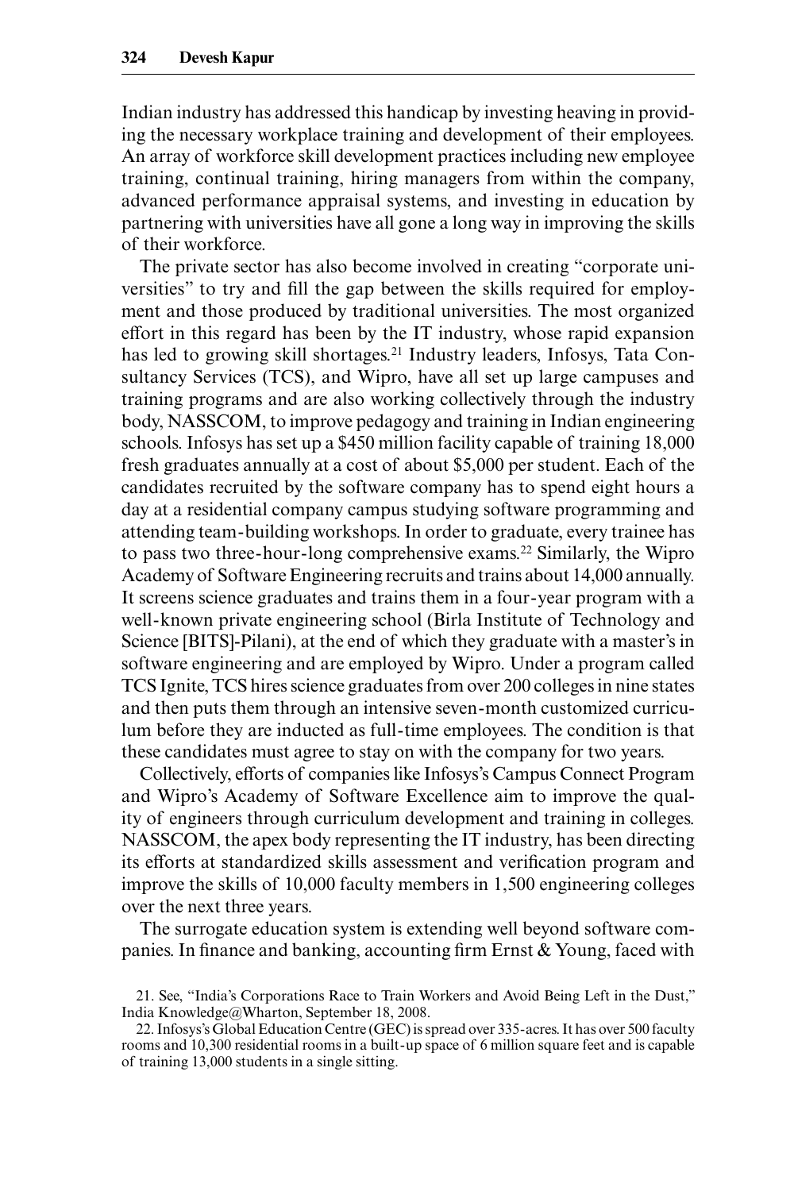Indian industry has addressed this handicap by investing heaving in providing the necessary workplace training and development of their employees. An array of workforce skill development practices including new employee training, continual training, hiring managers from within the company, advanced performance appraisal systems, and investing in education by partnering with universities have all gone a long way in improving the skills of their workforce.

The private sector has also become involved in creating "corporate universities" to try and fill the gap between the skills required for employment and those produced by traditional universities. The most organized effort in this regard has been by the IT industry, whose rapid expansion has led to growing skill shortages.[21] Industry leaders, Infosys, Tata Consultancy Services (TCS), and Wipro, have all set up large campuses and training programs and are also working collectively through the industry body, NASSCOM, to improve pedagogy and training in Indian engineering schools. Infosys has set up a $450 million facility capable of training 18,000 fresh graduates annually at a cost of about $5,000 per student. Each of the candidates recruited by the software company has to spend eight hours a day at a residential company campus studying software programming and attending team-building workshops. In order to graduate, every trainee has to pass two three-hour-long comprehensive exams.[22] Similarly, the Wipro Academy of Software Engineering recruits and trains about 14,000 annually. It screens science graduates and trains them in a four-year program with a well-known private engineering school (Birla Institute of Technology and Science [BITS]-Pilani), at the end of which they graduate with a master's in software engineering and are employed by Wipro. Under a program called TCS Ignite, TCS hires science graduates from over 200 colleges in nine states and then puts them through an intensive seven-month customized curriculum before they are inducted as full-time employees. The condition is that these candidates must agree to stay on with the company for two years.

Collectively, efforts of companies like Infosys's Campus Connect Program and Wipro's Academy of Software Excellence aim to improve the quality of engineers through curriculum development and training in colleges. NASSCOM, the apex body representing the IT industry, has been directing its efforts at standardized skills assessment and verification program and improve the skills of 10,000 faculty members in 1,500 engineering colleges over the next three years.

The surrogate education system is extending well beyond software companies. In finance and banking, accounting firm Ernst & Young, faced with

21. See, "India's Corporations Race to Train Workers and Avoid Being Left in the Dust," India Knowledge@Wharton, September 18, 2008.

22. Infosys's Global Education Centre (GEC) is spread over 335-acres. It has over 500 faculty rooms and 10,300 residential rooms in a built-up space of 6 million square feet and is capable of training 13,000 students in a single sitting.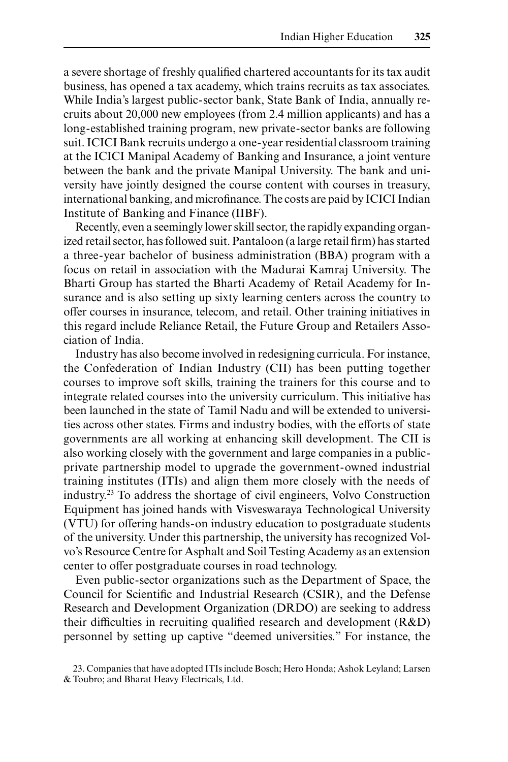a severe shortage of freshly qualified chartered accountants for its tax audit business, has opened a tax academy, which trains recruits as tax associates. While India's largest public-sector bank, State Bank of India, annually recruits about 20,000 new employees (from 2.4 million applicants) and has a long-established training program, new private-sector banks are following suit. ICICI Bank recruits undergo a one-year residential classroom training at the ICICI Manipal Academy of Banking and Insurance, a joint venture between the bank and the private Manipal University. The bank and university have jointly designed the course content with courses in treasury, international banking, and microfinance. The costs are paid by ICICI Indian Institute of Banking and Finance (IIBF).

Recently, even a seemingly lower skill sector, the rapidly expanding organized retail sector, has followed suit. Pantaloon (a large retail firm) has started a three-year bachelor of business administration (BBA) program with a focus on retail in association with the Madurai Kamraj University. The Bharti Group has started the Bharti Academy of Retail Academy for Insurance and is also setting up sixty learning centers across the country to offer courses in insurance, telecom, and retail. Other training initiatives in this regard include Reliance Retail, the Future Group and Retailers Association of India.

Industry has also become involved in redesigning curricula. For instance, the Confederation of Indian Industry (CII) has been putting together courses to improve soft skills, training the trainers for this course and to integrate related courses into the university curriculum. This initiative has been launched in the state of Tamil Nadu and will be extended to universities across other states. Firms and industry bodies, with the efforts of state governments are all working at enhancing skill development. The CII is also working closely with the government and large companies in a public-private partnership model to upgrade the government-owned industrial training institutes (ITIs) and align them more closely with the needs of industry.[23] To address the shortage of civil engineers, Volvo Construction Equipment has joined hands with Visveswaraya Technological University (VTU) for offering hands-on industry education to postgraduate students of the university. Under this partnership, the university has recognized Volvo's Resource Centre for Asphalt and Soil Testing Academy as an extension center to offer postgraduate courses in road technology.

Even public-sector organizations such as the Department of Space, the Council for Scientific and Industrial Research (CSIR), and the Defense Research and Development Organization (DRDO) are seeking to address their difficulties in recruiting qualified research and development (R&D) personnel by setting up captive "deemed universities." For instance, the

23. Companies that have adopted ITIs include Bosch; Hero Honda; Ashok Leyland; Larsen & Toubro; and Bharat Heavy Electricals, Ltd.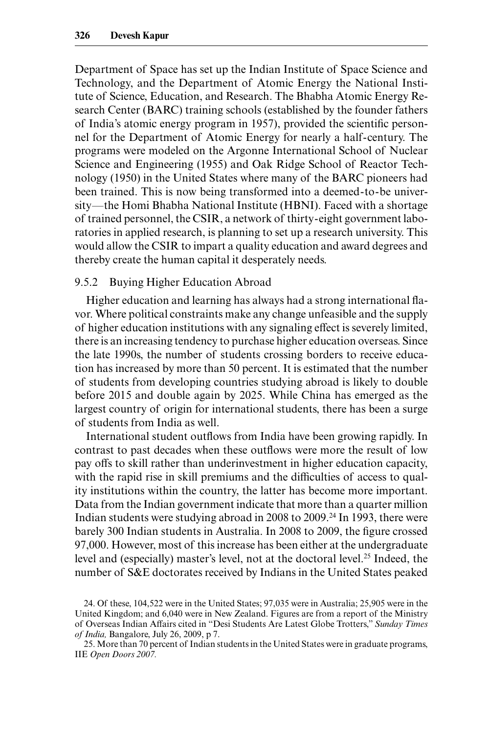Department of Space has set up the Indian Institute of Space Science and Technology, and the Department of Atomic Energy the National Institute of Science, Education, and Research. The Bhabha Atomic Energy Research Center (BARC) training schools (established by the founder fathers of India's atomic energy program in 1957), provided the scientific personnel for the Department of Atomic Energy for nearly a half-century. The programs were modeled on the Argonne International School of Nuclear Science and Engineering (1955) and Oak Ridge School of Reactor Technology (1950) in the United States where many of the BARC pioneers had been trained. This is now being transformed into a deemed-to-be university—the Homi Bhabha National Institute (HBNI). Faced with a shortage of trained personnel, the CSIR, a network of thirty-eight government laboratories in applied research, is planning to set up a research university. This would allow the CSIR to impart a quality education and award degrees and thereby create the human capital it desperately needs.

### 9.5.2 Buying Higher Education Abroad

Higher education and learning has always had a strong international flavor. Where political constraints make any change unfeasible and the supply of higher education institutions with any signaling effect is severely limited, there is an increasing tendency to purchase higher education overseas. Since the late 1990s, the number of students crossing borders to receive education has increased by more than 50 percent. It is estimated that the number of students from developing countries studying abroad is likely to double before 2015 and double again by 2025. While China has emerged as the largest country of origin for international students, there has been a surge of students from India as well.

International student outflows from India have been growing rapidly. In contrast to past decades when these outflows were more the result of low pay offs to skill rather than underinvestment in higher education capacity, with the rapid rise in skill premiums and the difficulties of access to quality institutions within the country, the latter has become more important. Data from the Indian government indicate that more than a quarter million Indian students were studying abroad in 2008 to 2009.[24] In 1993, there were barely 300 Indian students in Australia. In 2008 to 2009, the figure crossed 97,000. However, most of this increase has been either at the undergraduate level and (especially) master's level, not at the doctoral level.[25] Indeed, the number of S&E doctorates received by Indians in the United States peaked

24. Of these, 104,522 were in the United States; 97,035 were in Australia; 25,905 were in the United Kingdom; and 6,040 were in New Zealand. Figures are from a report of the Ministry of Overseas Indian Affairs cited in "Desi Students Are Latest Globe Trotters," *Sunday Times of India,* Bangalore, July 26, 2009, p 7.

25. More than 70 percent of Indian students in the United States were in graduate programs, IIE *Open Doors 2007.*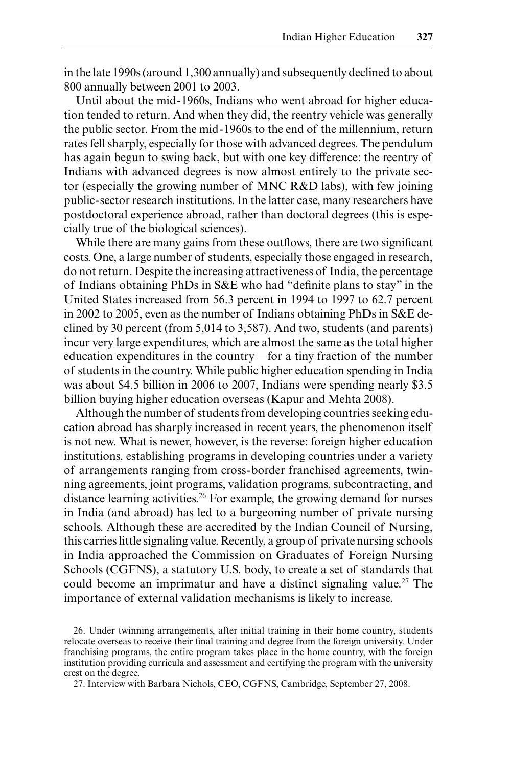in the late 1990s (around 1,300 annually) and subsequently declined to about 800 annually between 2001 to 2003.

Until about the mid-1960s, Indians who went abroad for higher education tended to return. And when they did, the reentry vehicle was generally the public sector. From the mid-1960s to the end of the millennium, return rates fell sharply, especially for those with advanced degrees. The pendulum has again begun to swing back, but with one key difference: the reentry of Indians with advanced degrees is now almost entirely to the private sector (especially the growing number of MNC R&D labs), with few joining public-sector research institutions. In the latter case, many researchers have postdoctoral experience abroad, rather than doctoral degrees (this is especially true of the biological sciences).

While there are many gains from these outflows, there are two significant costs. One, a large number of students, especially those engaged in research, do not return. Despite the increasing attractiveness of India, the percentage of Indians obtaining PhDs in S&E who had "definite plans to stay" in the United States increased from 56.3 percent in 1994 to 1997 to 62.7 percent in 2002 to 2005, even as the number of Indians obtaining PhDs in S&E declined by 30 percent (from 5,014 to 3,587). And two, students (and parents) incur very large expenditures, which are almost the same as the total higher education expenditures in the country—for a tiny fraction of the number of students in the country. While public higher education spending in India was about $4.5 billion in 2006 to 2007, Indians were spending nearly $3.5 billion buying higher education overseas (Kapur and Mehta 2008).

Although the number of students from developing countries seeking education abroad has sharply increased in recent years, the phenomenon itself is not new. What is newer, however, is the reverse: foreign higher education institutions, establishing programs in developing countries under a variety of arrangements ranging from cross-border franchised agreements, twinning agreements, joint programs, validation programs, subcontracting, and distance learning activities.[26] For example, the growing demand for nurses in India (and abroad) has led to a burgeoning number of private nursing schools. Although these are accredited by the Indian Council of Nursing, this carries little signaling value. Recently, a group of private nursing schools in India approached the Commission on Graduates of Foreign Nursing Schools (CGFNS), a statutory U.S. body, to create a set of standards that could become an imprimatur and have a distinct signaling value.[27] The importance of external validation mechanisms is likely to increase.

26. Under twinning arrangements, after initial training in their home country, students relocate overseas to receive their final training and degree from the foreign university. Under franchising programs, the entire program takes place in the home country, with the foreign institution providing curricula and assessment and certifying the program with the university crest on the degree.

27. Interview with Barbara Nichols, CEO, CGFNS, Cambridge, September 27, 2008.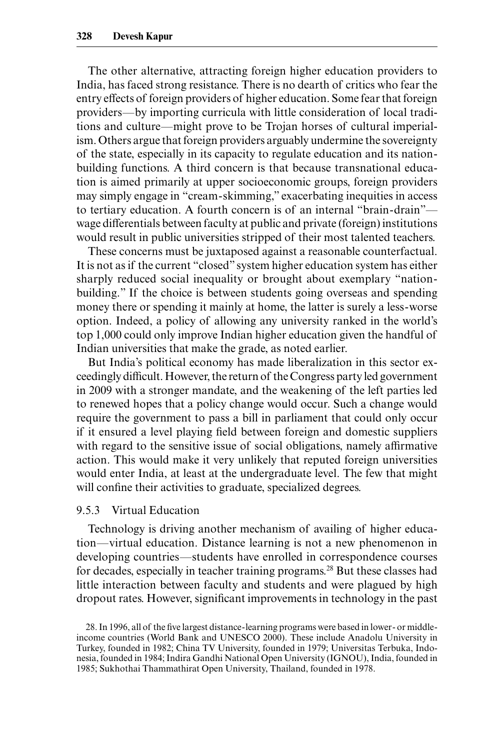The other alternative, attracting foreign higher education providers to India, has faced strong resistance. There is no dearth of critics who fear the entry effects of foreign providers of higher education. Some fear that foreign providers—by importing curricula with little consideration of local traditions and culture—might prove to be Trojan horses of cultural imperialism. Others argue that foreign providers arguably undermine the sovereignty of the state, especially in its capacity to regulate education and its nation-building functions. A third concern is that because transnational education is aimed primarily at upper socioeconomic groups, foreign providers may simply engage in "cream-skimming," exacerbating inequities in access to tertiary education. A fourth concern is of an internal "brain-drain"—wage differentials between faculty at public and private (foreign) institutions would result in public universities stripped of their most talented teachers.

These concerns must be juxtaposed against a reasonable counterfactual. It is not as if the current "closed" system higher education system has either sharply reduced social inequality or brought about exemplary "nation-building." If the choice is between students going overseas and spending money there or spending it mainly at home, the latter is surely a less-worse option. Indeed, a policy of allowing any university ranked in the world's top 1,000 could only improve Indian higher education given the handful of Indian universities that make the grade, as noted earlier.

But India's political economy has made liberalization in this sector exceedingly difficult. However, the return of the Congress party led government in 2009 with a stronger mandate, and the weakening of the left parties led to renewed hopes that a policy change would occur. Such a change would require the government to pass a bill in parliament that could only occur if it ensured a level playing field between foreign and domestic suppliers with regard to the sensitive issue of social obligations, namely affirmative action. This would make it very unlikely that reputed foreign universities would enter India, at least at the undergraduate level. The few that might will confine their activities to graduate, specialized degrees.

### 9.5.3 Virtual Education

Technology is driving another mechanism of availing of higher education—virtual education. Distance learning is not a new phenomenon in developing countries—students have enrolled in correspondence courses for decades, especially in teacher training programs.[28] But these classes had little interaction between faculty and students and were plagued by high dropout rates. However, significant improvements in technology in the past

28. In 1996, all of the five largest distance-learning programs were based in lower- or middle-income countries (World Bank and UNESCO 2000). These include Anadolu University in Turkey, founded in 1982; China TV University, founded in 1979; Universitas Terbuka, Indonesia, founded in 1984; Indira Gandhi National Open University (IGNOU), India, founded in 1985; Sukhothai Thammathirat Open University, Thailand, founded in 1978.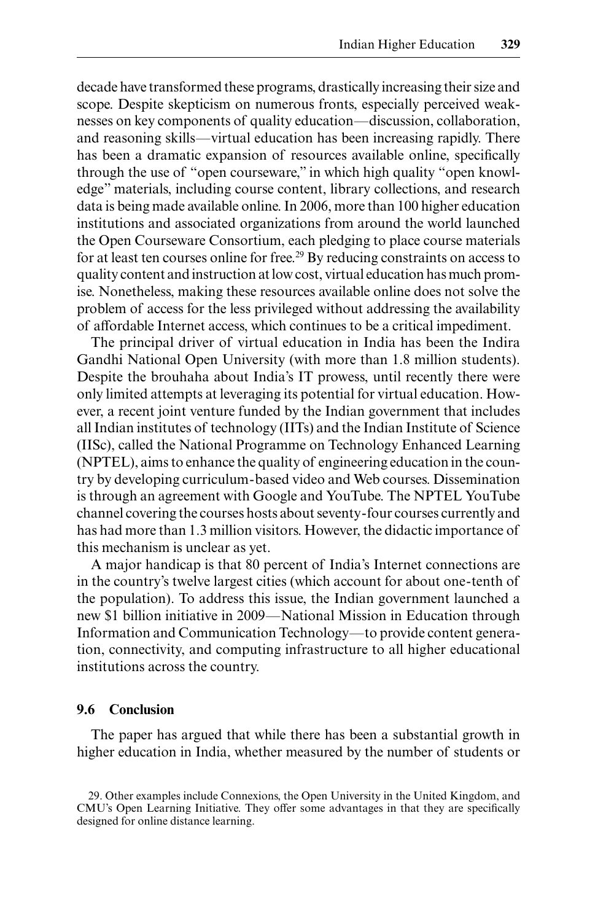decade have transformed these programs, drastically increasing their size and scope. Despite skepticism on numerous fronts, especially perceived weaknesses on key components of quality education—discussion, collaboration, and reasoning skills—virtual education has been increasing rapidly. There has been a dramatic expansion of resources available online, specifically through the use of "open courseware," in which high quality "open knowledge" materials, including course content, library collections, and research data is being made available online. In 2006, more than 100 higher education institutions and associated organizations from around the world launched the Open Courseware Consortium, each pledging to place course materials for at least ten courses online for free.[29] By reducing constraints on access to quality content and instruction at low cost, virtual education has much promise. Nonetheless, making these resources available online does not solve the problem of access for the less privileged without addressing the availability of affordable Internet access, which continues to be a critical impediment.

The principal driver of virtual education in India has been the Indira Gandhi National Open University (with more than 1.8 million students). Despite the brouhaha about India's IT prowess, until recently there were only limited attempts at leveraging its potential for virtual education. However, a recent joint venture funded by the Indian government that includes all Indian institutes of technology (IITs) and the Indian Institute of Science (IISc), called the National Programme on Technology Enhanced Learning (NPTEL), aims to enhance the quality of engineering education in the country by developing curriculum-based video and Web courses. Dissemination is through an agreement with Google and YouTube. The NPTEL YouTube channel covering the courses hosts about seventy-four courses currently and has had more than 1.3 million visitors. However, the didactic importance of this mechanism is unclear as yet.

A major handicap is that 80 percent of India's Internet connections are in the country's twelve largest cities (which account for about one-tenth of the population). To address this issue, the Indian government launched a new $1 billion initiative in 2009—National Mission in Education through Information and Communication Technology—to provide content generation, connectivity, and computing infrastructure to all higher educational institutions across the country.

## 9.6 Conclusion

The paper has argued that while there has been a substantial growth in higher education in India, whether measured by the number of students or

29. Other examples include Connexions, the Open University in the United Kingdom, and CMU's Open Learning Initiative. They offer some advantages in that they are specifically designed for online distance learning.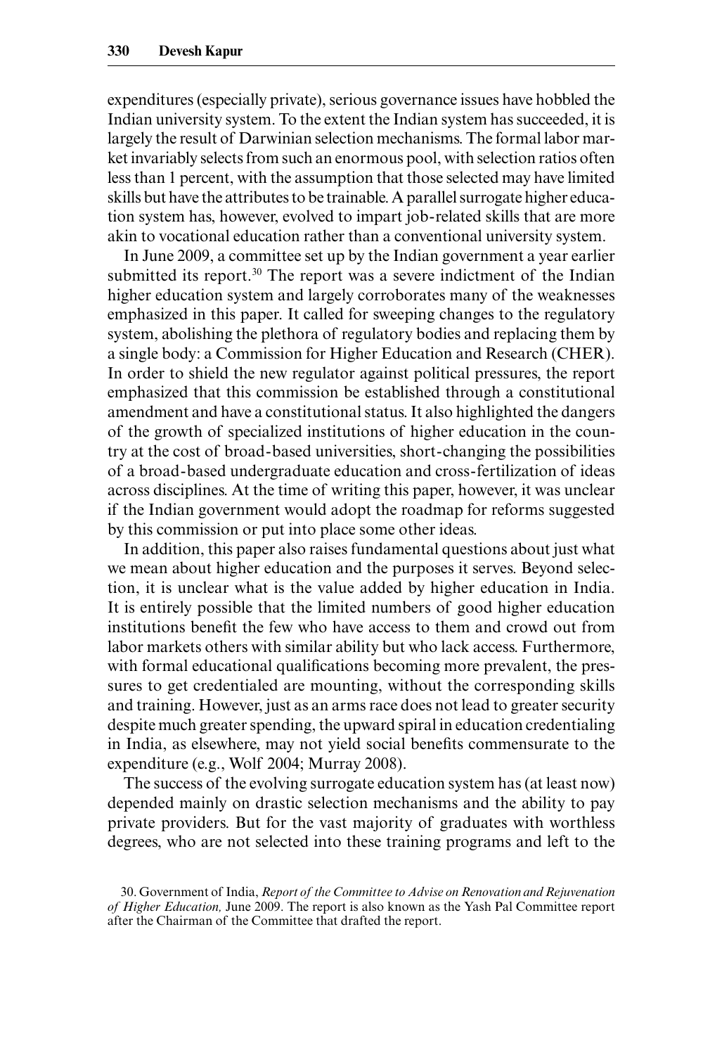expenditures (especially private), serious governance issues have hobbled the Indian university system. To the extent the Indian system has succeeded, it is largely the result of Darwinian selection mechanisms. The formal labor market invariably selects from such an enormous pool, with selection ratios often less than 1 percent, with the assumption that those selected may have limited skills but have the attributes to be trainable. A parallel surrogate higher education system has, however, evolved to impart job-related skills that are more akin to vocational education rather than a conventional university system.

In June 2009, a committee set up by the Indian government a year earlier submitted its report.[30] The report was a severe indictment of the Indian higher education system and largely corroborates many of the weaknesses emphasized in this paper. It called for sweeping changes to the regulatory system, abolishing the plethora of regulatory bodies and replacing them by a single body: a Commission for Higher Education and Research (CHER). In order to shield the new regulator against political pressures, the report emphasized that this commission be established through a constitutional amendment and have a constitutional status. It also highlighted the dangers of the growth of specialized institutions of higher education in the country at the cost of broad-based universities, short-changing the possibilities of a broad-based undergraduate education and cross-fertilization of ideas across disciplines. At the time of writing this paper, however, it was unclear if the Indian government would adopt the roadmap for reforms suggested by this commission or put into place some other ideas.

In addition, this paper also raises fundamental questions about just what we mean about higher education and the purposes it serves. Beyond selection, it is unclear what is the value added by higher education in India. It is entirely possible that the limited numbers of good higher education institutions benefit the few who have access to them and crowd out from labor markets others with similar ability but who lack access. Furthermore, with formal educational qualifications becoming more prevalent, the pressures to get credentialed are mounting, without the corresponding skills and training. However, just as an arms race does not lead to greater security despite much greater spending, the upward spiral in education credentialing in India, as elsewhere, may not yield social benefits commensurate to the expenditure (e.g., Wolf 2004; Murray 2008).

The success of the evolving surrogate education system has (at least now) depended mainly on drastic selection mechanisms and the ability to pay private providers. But for the vast majority of graduates with worthless degrees, who are not selected into these training programs and left to the

30. Government of India, *Report of the Committee to Advise on Renovation and Rejuvenation of Higher Education,* June 2009. The report is also known as the Yash Pal Committee report after the Chairman of the Committee that drafted the report.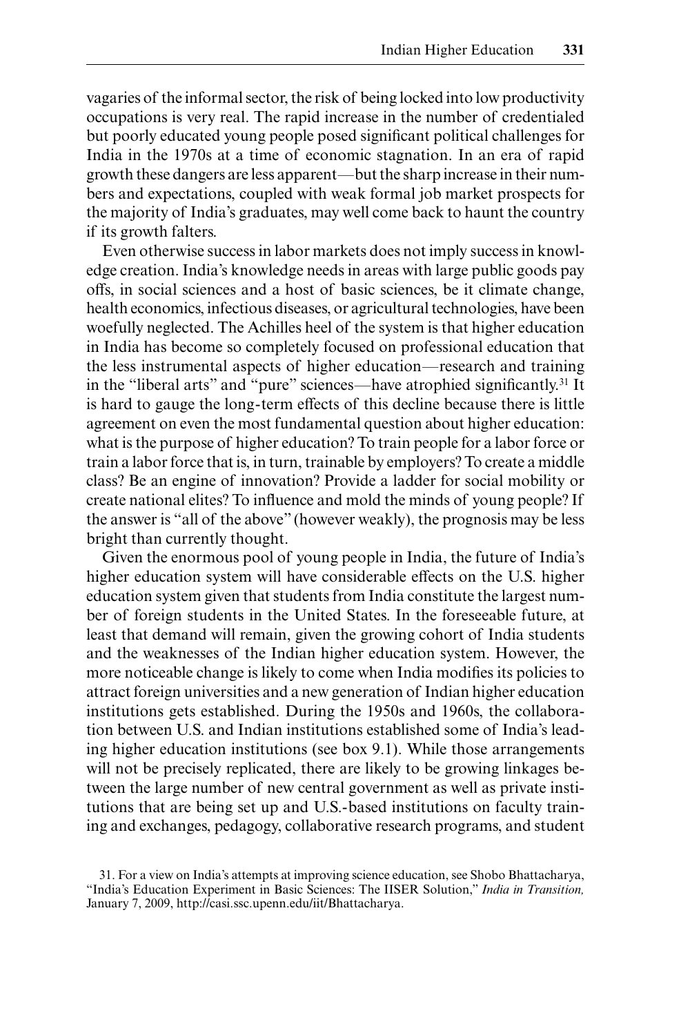vagaries of the informal sector, the risk of being locked into low productivity occupations is very real. The rapid increase in the number of credentialed but poorly educated young people posed significant political challenges for India in the 1970s at a time of economic stagnation. In an era of rapid growth these dangers are less apparent—but the sharp increase in their numbers and expectations, coupled with weak formal job market prospects for the majority of India's graduates, may well come back to haunt the country if its growth falters.

Even otherwise success in labor markets does not imply success in knowledge creation. India's knowledge needs in areas with large public goods pay offs, in social sciences and a host of basic sciences, be it climate change, health economics, infectious diseases, or agricultural technologies, have been woefully neglected. The Achilles heel of the system is that higher education in India has become so completely focused on professional education that the less instrumental aspects of higher education—research and training in the "liberal arts" and "pure" sciences—have atrophied significantly.[31] It is hard to gauge the long-term effects of this decline because there is little agreement on even the most fundamental question about higher education: what is the purpose of higher education? To train people for a labor force or train a labor force that is, in turn, trainable by employers? To create a middle class? Be an engine of innovation? Provide a ladder for social mobility or create national elites? To influence and mold the minds of young people? If the answer is "all of the above" (however weakly), the prognosis may be less bright than currently thought.

Given the enormous pool of young people in India, the future of India's higher education system will have considerable effects on the U.S. higher education system given that students from India constitute the largest number of foreign students in the United States. In the foreseeable future, at least that demand will remain, given the growing cohort of India students and the weaknesses of the Indian higher education system. However, the more noticeable change is likely to come when India modifies its policies to attract foreign universities and a new generation of Indian higher education institutions gets established. During the 1950s and 1960s, the collaboration between U.S. and Indian institutions established some of India's leading higher education institutions (see box 9.1). While those arrangements will not be precisely replicated, there are likely to be growing linkages between the large number of new central government as well as private institutions that are being set up and U.S.-based institutions on faculty training and exchanges, pedagogy, collaborative research programs, and student

31. For a view on India's attempts at improving science education, see Shobo Bhattacharya, "India's Education Experiment in Basic Sciences: The IISER Solution," *India in Transition,* January 7, 2009, http://casi.ssc.upenn.edu/iit/Bhattacharya.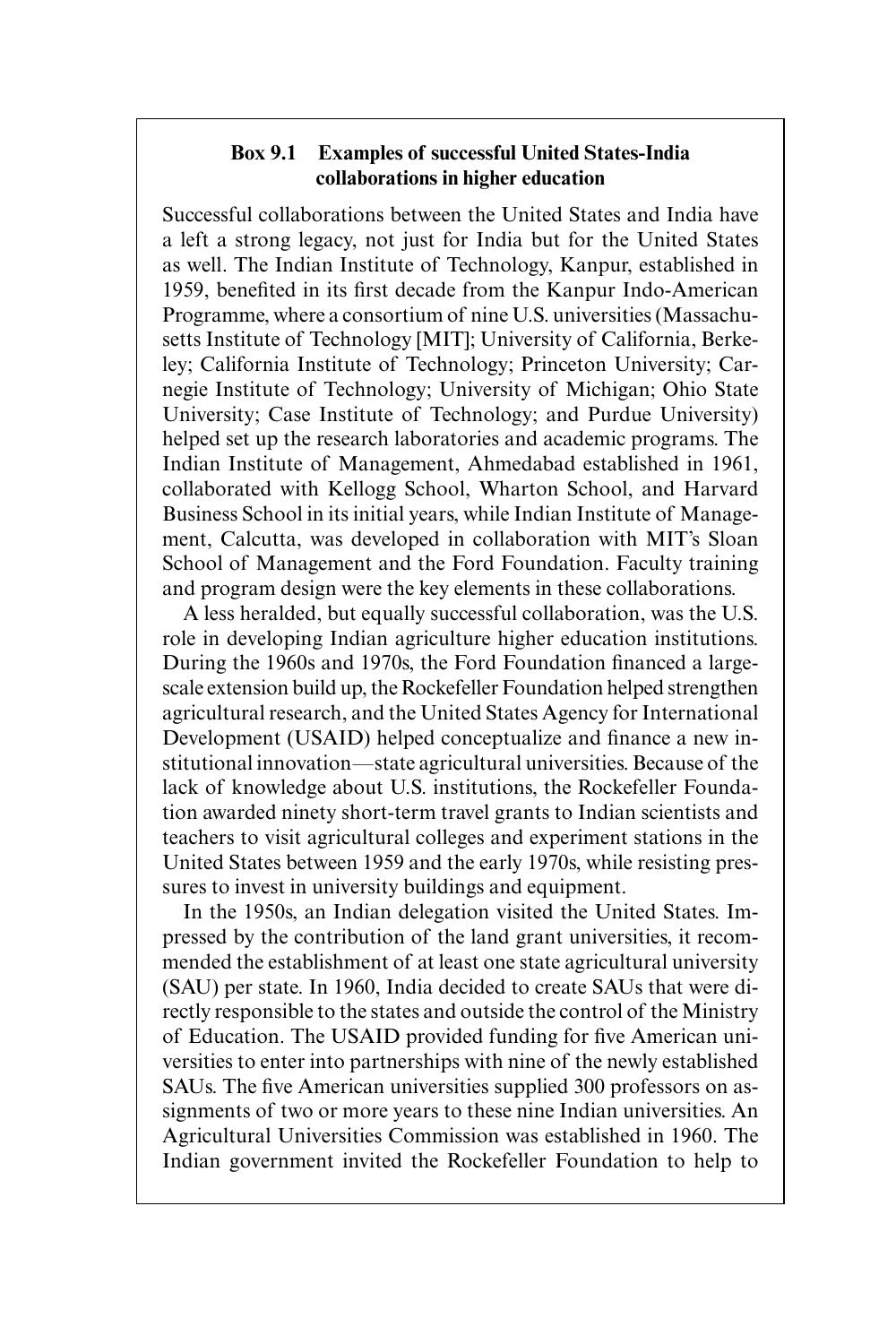**Box 9.1 Examples of successful United States-India collaborations in higher education**

Successful collaborations between the United States and India have a left a strong legacy, not just for India but for the United States as well. The Indian Institute of Technology, Kanpur, established in 1959, benefited in its first decade from the Kanpur Indo-American Programme, where a consortium of nine U.S. universities (Massachusetts Institute of Technology [MIT]; University of California, Berkeley; California Institute of Technology; Princeton University; Carnegie Institute of Technology; University of Michigan; Ohio State University; Case Institute of Technology; and Purdue University) helped set up the research laboratories and academic programs. The Indian Institute of Management, Ahmedabad established in 1961, collaborated with Kellogg School, Wharton School, and Harvard Business School in its initial years, while Indian Institute of Management, Calcutta, was developed in collaboration with MIT's Sloan School of Management and the Ford Foundation. Faculty training and program design were the key elements in these collaborations.

A less heralded, but equally successful collaboration, was the U.S. role in developing Indian agriculture higher education institutions. During the 1960s and 1970s, the Ford Foundation financed a large-scale extension build up, the Rockefeller Foundation helped strengthen agricultural research, and the United States Agency for International Development (USAID) helped conceptualize and finance a new institutional innovation—state agricultural universities. Because of the lack of knowledge about U.S. institutions, the Rockefeller Foundation awarded ninety short-term travel grants to Indian scientists and teachers to visit agricultural colleges and experiment stations in the United States between 1959 and the early 1970s, while resisting pressures to invest in university buildings and equipment.

In the 1950s, an Indian delegation visited the United States. Impressed by the contribution of the land grant universities, it recommended the establishment of at least one state agricultural university (SAU) per state. In 1960, India decided to create SAUs that were directly responsible to the states and outside the control of the Ministry of Education. The USAID provided funding for five American universities to enter into partnerships with nine of the newly established SAUs. The five American universities supplied 300 professors on assignments of two or more years to these nine Indian universities. An Agricultural Universities Commission was established in 1960. The Indian government invited the Rockefeller Foundation to help to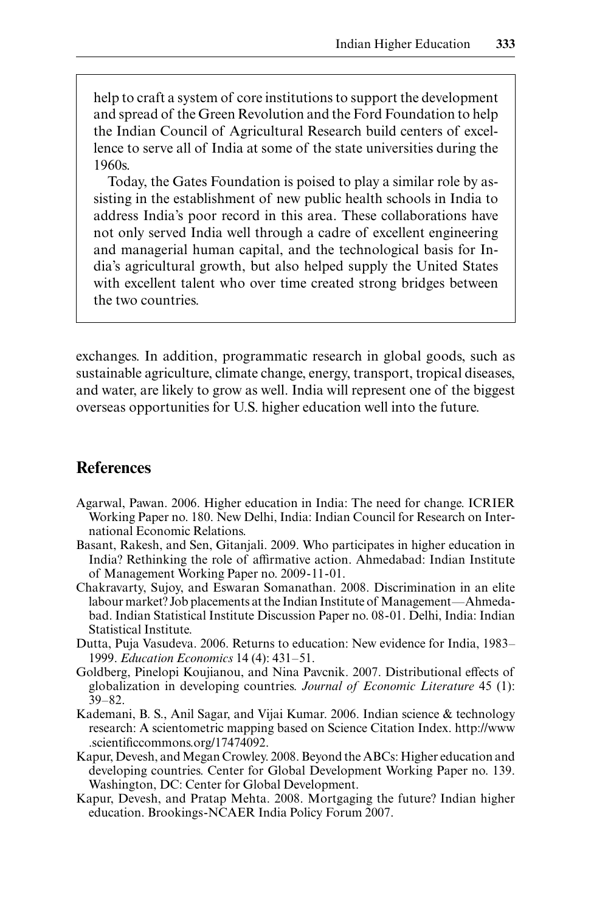help to craft a system of core institutions to support the development and spread of the Green Revolution and the Ford Foundation to help the Indian Council of Agricultural Research build centers of excellence to serve all of India at some of the state universities during the 1960s.

Today, the Gates Foundation is poised to play a similar role by assisting in the establishment of new public health schools in India to address India's poor record in this area. These collaborations have not only served India well through a cadre of excellent engineering and managerial human capital, and the technological basis for India's agricultural growth, but also helped supply the United States with excellent talent who over time created strong bridges between the two countries.

exchanges. In addition, programmatic research in global goods, such as sustainable agriculture, climate change, energy, transport, tropical diseases, and water, are likely to grow as well. India will represent one of the biggest overseas opportunities for U.S. higher education well into the future.

## References

Agarwal, Pawan. 2006. Higher education in India: The need for change. ICRIER Working Paper no. 180. New Delhi, India: Indian Council for Research on International Economic Relations.

Basant, Rakesh, and Sen, Gitanjali. 2009. Who participates in higher education in India? Rethinking the role of affirmative action. Ahmedabad: Indian Institute of Management Working Paper no. 2009-11-01.

Chakravarty, Sujoy, and Eswaran Somanathan. 2008. Discrimination in an elite labour market? Job placements at the Indian Institute of Management—Ahmedabad. Indian Statistical Institute Discussion Paper no. 08-01. Delhi, India: Indian Statistical Institute.

Dutta, Puja Vasudeva. 2006. Returns to education: New evidence for India, 1983–1999. *Education Economics* 14 (4): 431–51.

Goldberg, Pinelopi Koujianou, and Nina Pavcnik. 2007. Distributional effects of globalization in developing countries. *Journal of Economic Literature* 45 (1): 39–82.

Kademani, B. S., Anil Sagar, and Vijai Kumar. 2006. Indian science & technology research: A scientometric mapping based on Science Citation Index. http://www.scientificcommons.org/17474092.

Kapur, Devesh, and Megan Crowley. 2008. Beyond the ABCs: Higher education and developing countries. Center for Global Development Working Paper no. 139. Washington, DC: Center for Global Development.

Kapur, Devesh, and Pratap Mehta. 2008. Mortgaging the future? Indian higher education. Brookings-NCAER India Policy Forum 2007.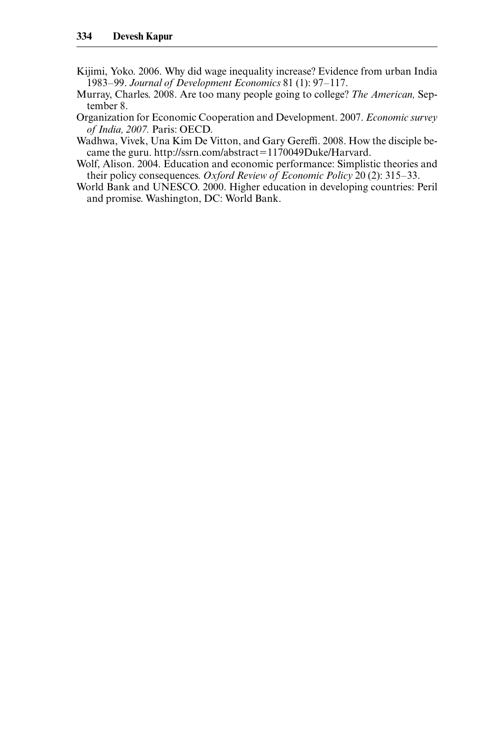Kijimi, Yoko. 2006. Why did wage inequality increase? Evidence from urban India 1983–99. *Journal of Development Economics* 81 (1): 97–117.

Murray, Charles. 2008. Are too many people going to college? *The American,* September 8.

Organization for Economic Cooperation and Development. 2007. *Economic survey of India, 2007.* Paris: OECD.

Wadhwa, Vivek, Una Kim De Vitton, and Gary Gereffi. 2008. How the disciple became the guru. http://ssrn.com/abstract=1170049Duke/Harvard.

Wolf, Alison. 2004. Education and economic performance: Simplistic theories and their policy consequences. *Oxford Review of Economic Policy* 20 (2): 315–33.

World Bank and UNESCO. 2000. Higher education in developing countries: Peril and promise. Washington, DC: World Bank.